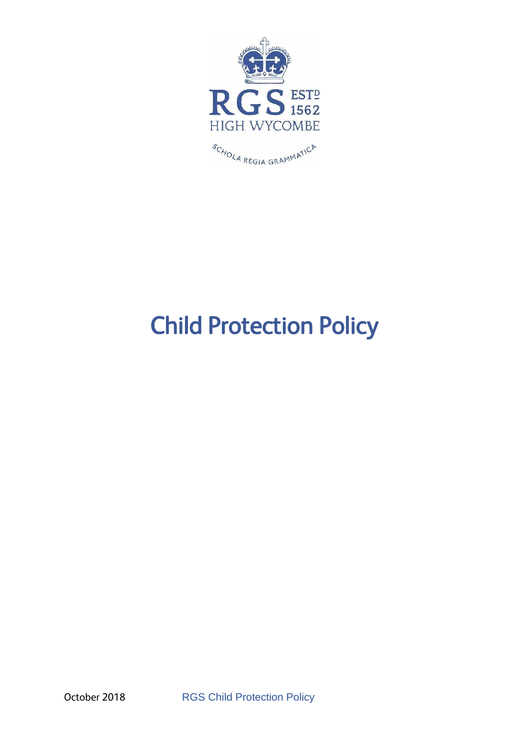RGS ESTD 1562

HIGH WYCOMBE

SCHOLA REGIA GRAMMATICA

# Child Protection Policy

October 2018 RGS Child Protection Policy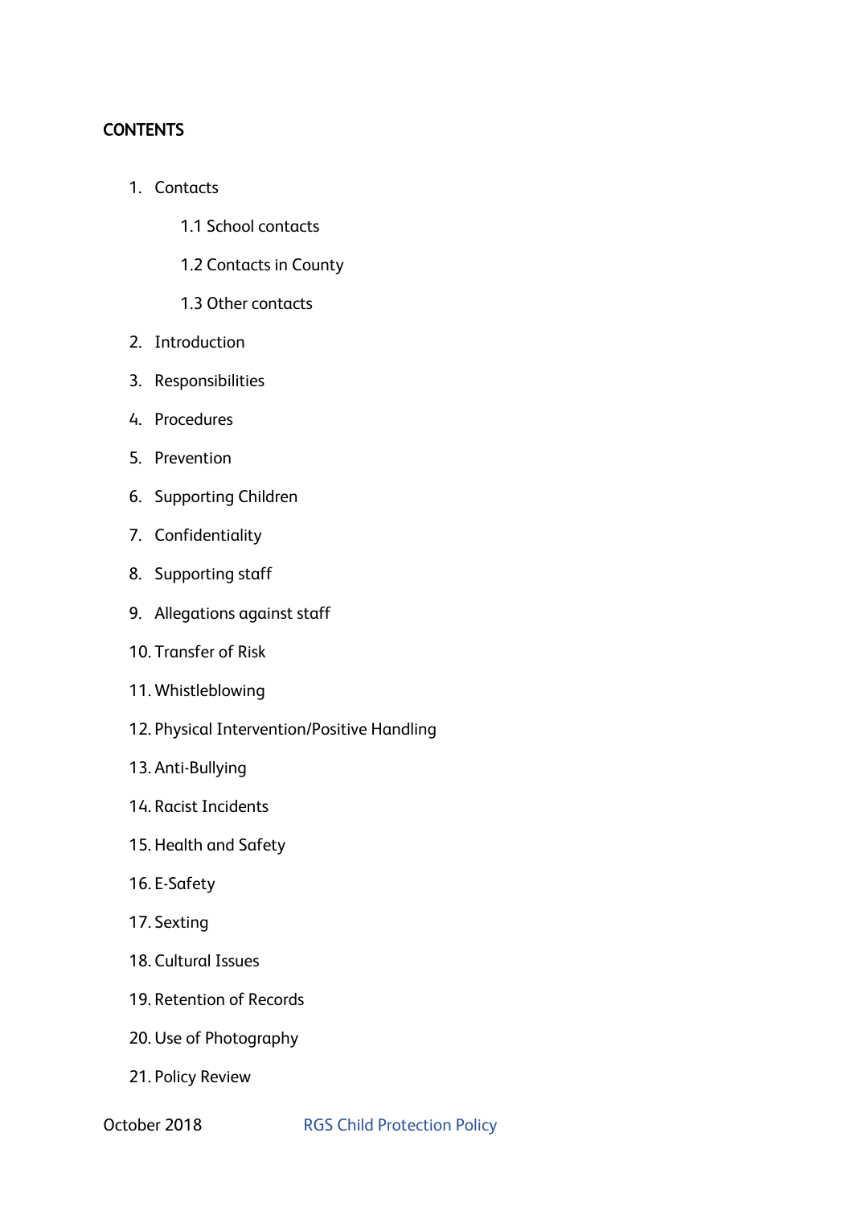## CONTENTS

1. Contacts
   - 1.1 School contacts
   - 1.2 Contacts in County
   - 1.3 Other contacts
2. Introduction
3. Responsibilities
4. Procedures
5. Prevention
6. Supporting Children
7. Confidentiality
8. Supporting staff
9. Allegations against staff
10. Transfer of Risk
11. Whistleblowing
12. Physical Intervention/Positive Handling
13. Anti-Bullying
14. Racist Incidents
15. Health and Safety
16. E-Safety
17. Sexting
18. Cultural Issues
19. Retention of Records
20. Use of Photography
21. Policy Review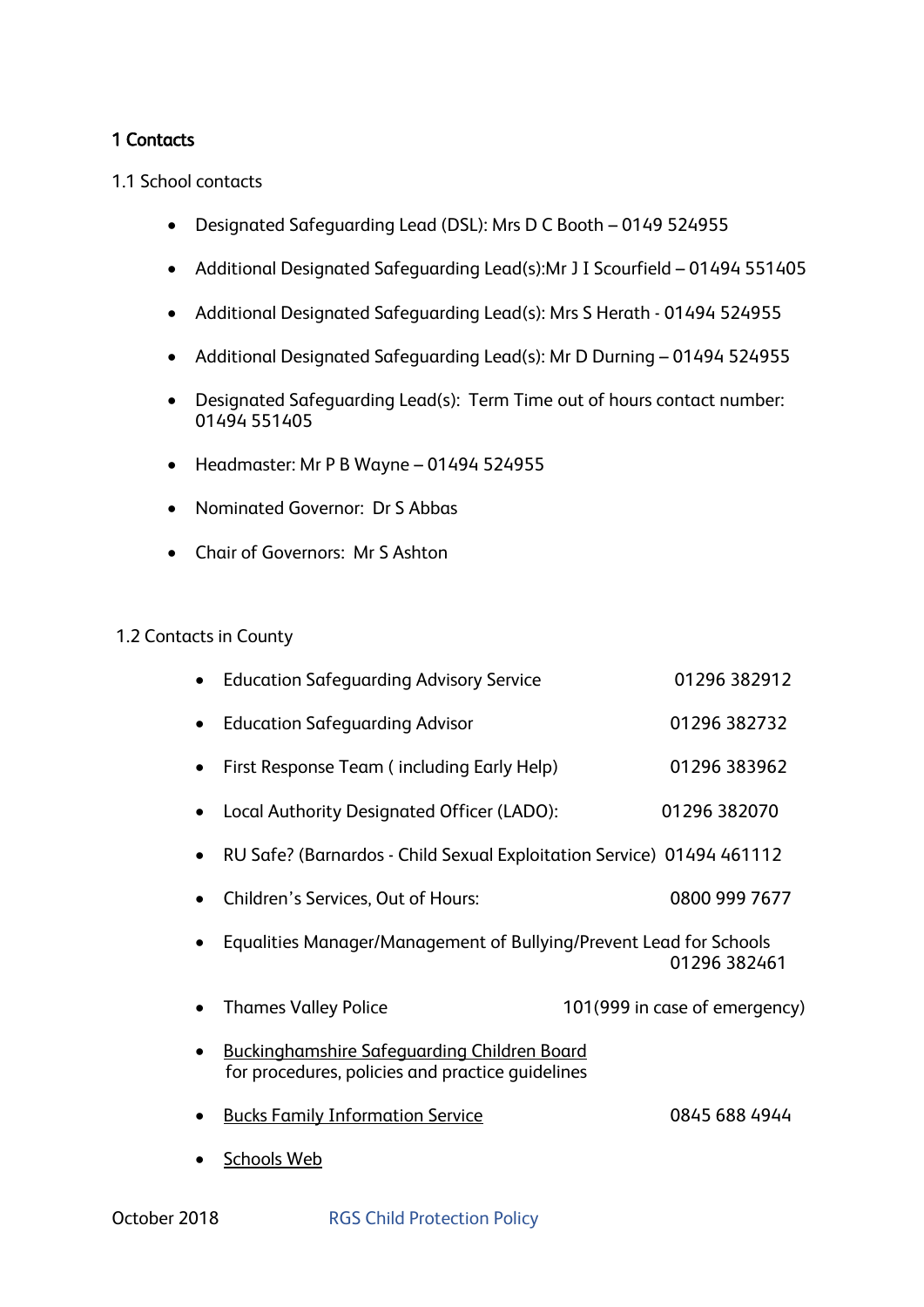## 1 Contacts

### 1.1 School contacts

- Designated Safeguarding Lead (DSL): Mrs D C Booth – 0149 524955
- Additional Designated Safeguarding Lead(s):Mr J I Scourfield – 01494 551405
- Additional Designated Safeguarding Lead(s): Mrs S Herath - 01494 524955
- Additional Designated Safeguarding Lead(s): Mr D Durning – 01494 524955
- Designated Safeguarding Lead(s): Term Time out of hours contact number: 01494 551405
- Headmaster: Mr P B Wayne – 01494 524955
- Nominated Governor: Dr S Abbas
- Chair of Governors: Mr S Ashton

### 1.2 Contacts in County

- Education Safeguarding Advisory Service 01296 382912
- Education Safeguarding Advisor 01296 382732
- First Response Team ( including Early Help) 01296 383962
- Local Authority Designated Officer (LADO): 01296 382070
- RU Safe? (Barnardos - Child Sexual Exploitation Service) 01494 461112
- Children's Services, Out of Hours: 0800 999 7677
- Equalities Manager/Management of Bullying/Prevent Lead for Schools 01296 382461
- Thames Valley Police 101(999 in case of emergency)
- Buckinghamshire Safeguarding Children Board for procedures, policies and practice guidelines
- Bucks Family Information Service 0845 688 4944
- Schools Web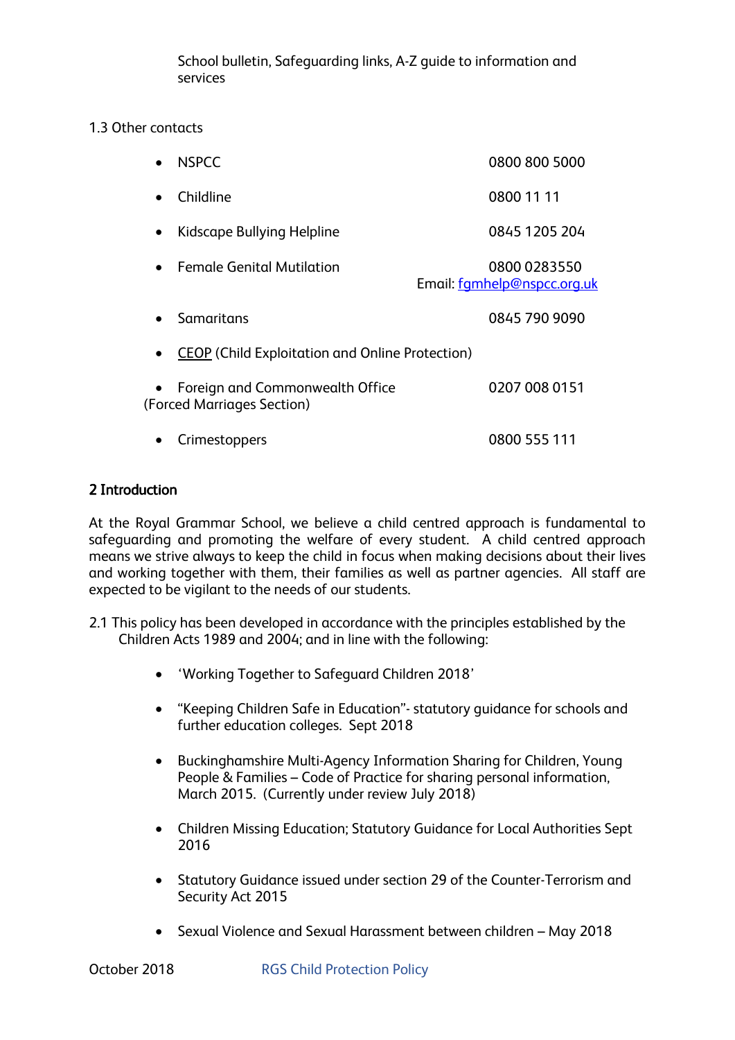School bulletin, Safeguarding links, A-Z guide to information and services

1.3 Other contacts

- NSPCC 0800 800 5000
- Childline 0800 11 11
- Kidscape Bullying Helpline 0845 1205 204
- Female Genital Mutilation 0800 0283550 Email: fgmhelp@nspcc.org.uk
- Samaritans 0845 790 9090
- CEOP (Child Exploitation and Online Protection)
- Foreign and Commonwealth Office (Forced Marriages Section) 0207 008 0151
- Crimestoppers 0800 555 111

## 2 Introduction

At the Royal Grammar School, we believe a child centred approach is fundamental to safeguarding and promoting the welfare of every student. A child centred approach means we strive always to keep the child in focus when making decisions about their lives and working together with them, their families as well as partner agencies. All staff are expected to be vigilant to the needs of our students.

2.1 This policy has been developed in accordance with the principles established by the Children Acts 1989 and 2004; and in line with the following:

- 'Working Together to Safeguard Children 2018'
- "Keeping Children Safe in Education"- statutory guidance for schools and further education colleges. Sept 2018
- Buckinghamshire Multi-Agency Information Sharing for Children, Young People & Families – Code of Practice for sharing personal information, March 2015. (Currently under review July 2018)
- Children Missing Education; Statutory Guidance for Local Authorities Sept 2016
- Statutory Guidance issued under section 29 of the Counter-Terrorism and Security Act 2015
- Sexual Violence and Sexual Harassment between children – May 2018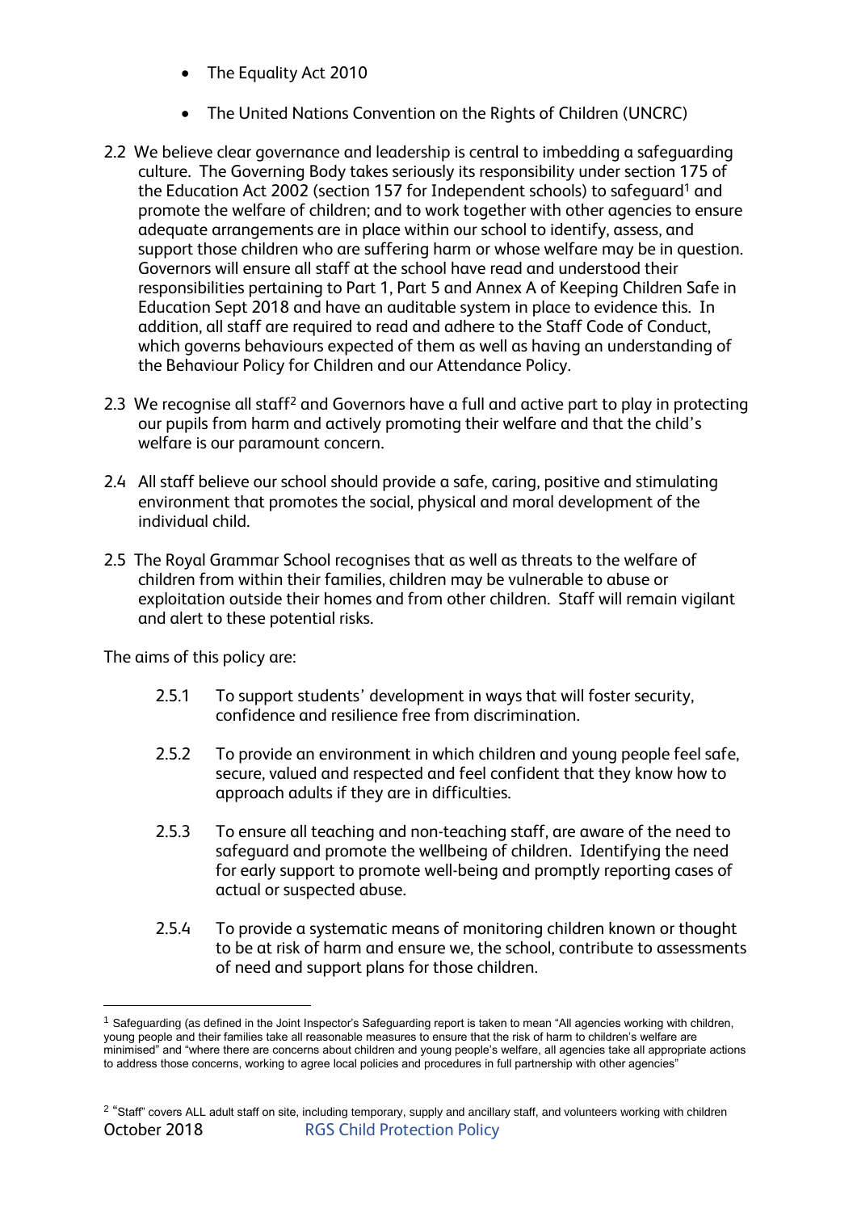- The Equality Act 2010
- The United Nations Convention on the Rights of Children (UNCRC)

2.2 We believe clear governance and leadership is central to imbedding a safeguarding culture. The Governing Body takes seriously its responsibility under section 175 of the Education Act 2002 (section 157 for Independent schools) to safeguard[1] and promote the welfare of children; and to work together with other agencies to ensure adequate arrangements are in place within our school to identify, assess, and support those children who are suffering harm or whose welfare may be in question. Governors will ensure all staff at the school have read and understood their responsibilities pertaining to Part 1, Part 5 and Annex A of Keeping Children Safe in Education Sept 2018 and have an auditable system in place to evidence this. In addition, all staff are required to read and adhere to the Staff Code of Conduct, which governs behaviours expected of them as well as having an understanding of the Behaviour Policy for Children and our Attendance Policy.

2.3 We recognise all staff[2] and Governors have a full and active part to play in protecting our pupils from harm and actively promoting their welfare and that the child's welfare is our paramount concern.

2.4 All staff believe our school should provide a safe, caring, positive and stimulating environment that promotes the social, physical and moral development of the individual child.

2.5 The Royal Grammar School recognises that as well as threats to the welfare of children from within their families, children may be vulnerable to abuse or exploitation outside their homes and from other children. Staff will remain vigilant and alert to these potential risks.

The aims of this policy are:

2.5.1 To support students' development in ways that will foster security, confidence and resilience free from discrimination.

2.5.2 To provide an environment in which children and young people feel safe, secure, valued and respected and feel confident that they know how to approach adults if they are in difficulties.

2.5.3 To ensure all teaching and non-teaching staff, are aware of the need to safeguard and promote the wellbeing of children. Identifying the need for early support to promote well-being and promptly reporting cases of actual or suspected abuse.

2.5.4 To provide a systematic means of monitoring children known or thought to be at risk of harm and ensure we, the school, contribute to assessments of need and support plans for those children.

---

[1] Safeguarding (as defined in the Joint Inspector's Safeguarding report is taken to mean "All agencies working with children, young people and their families take all reasonable measures to ensure that the risk of harm to children's welfare are minimised" and "where there are concerns about children and young people's welfare, all agencies take all appropriate actions to address those concerns, working to agree local policies and procedures in full partnership with other agencies"

[2] "Staff" covers ALL adult staff on site, including temporary, supply and ancillary staff, and volunteers working with children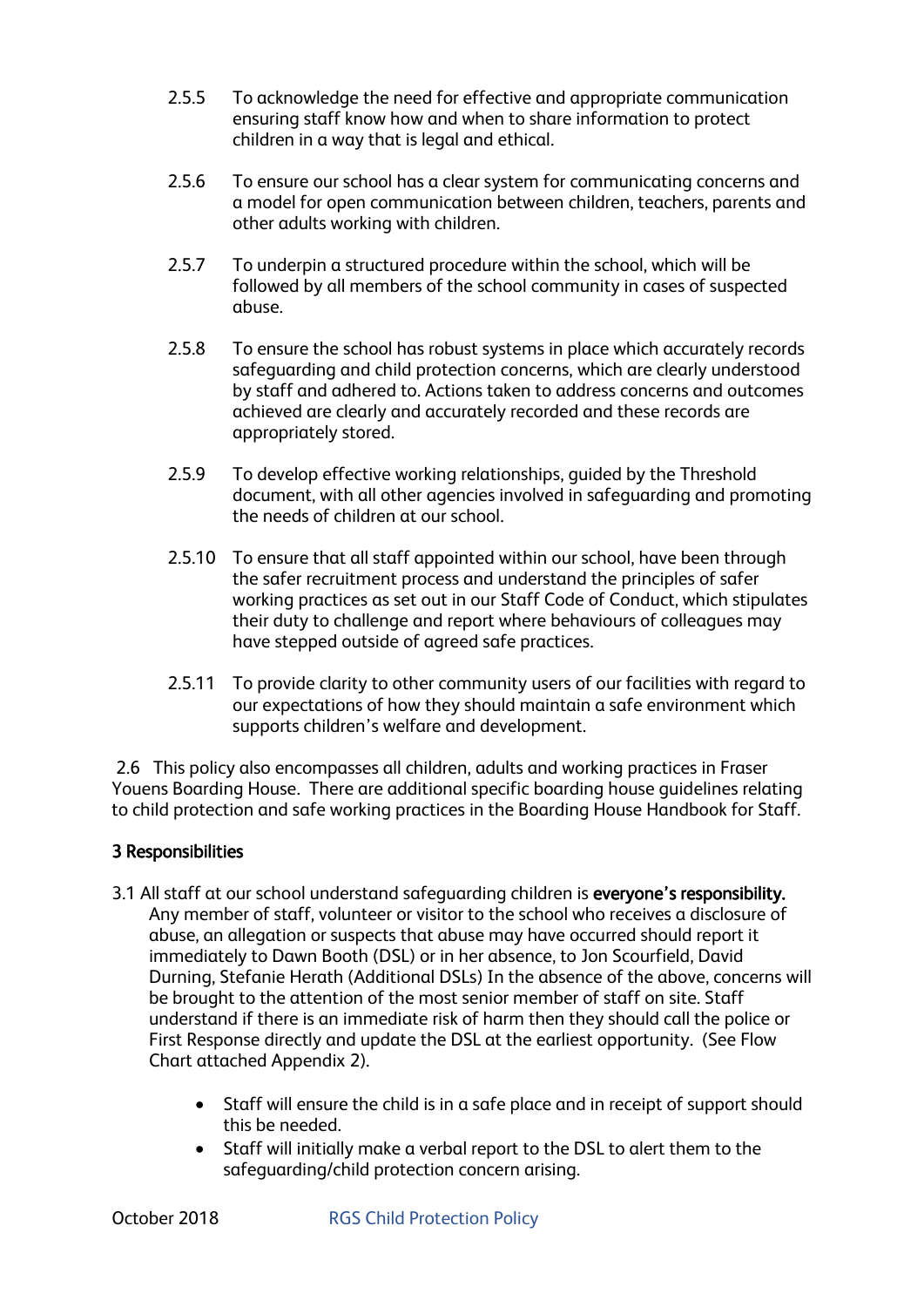2.5.5 To acknowledge the need for effective and appropriate communication ensuring staff know how and when to share information to protect children in a way that is legal and ethical.

2.5.6 To ensure our school has a clear system for communicating concerns and a model for open communication between children, teachers, parents and other adults working with children.

2.5.7 To underpin a structured procedure within the school, which will be followed by all members of the school community in cases of suspected abuse.

2.5.8 To ensure the school has robust systems in place which accurately records safeguarding and child protection concerns, which are clearly understood by staff and adhered to. Actions taken to address concerns and outcomes achieved are clearly and accurately recorded and these records are appropriately stored.

2.5.9 To develop effective working relationships, guided by the Threshold document, with all other agencies involved in safeguarding and promoting the needs of children at our school.

2.5.10 To ensure that all staff appointed within our school, have been through the safer recruitment process and understand the principles of safer working practices as set out in our Staff Code of Conduct, which stipulates their duty to challenge and report where behaviours of colleagues may have stepped outside of agreed safe practices.

2.5.11 To provide clarity to other community users of our facilities with regard to our expectations of how they should maintain a safe environment which supports children's welfare and development.

2.6 This policy also encompasses all children, adults and working practices in Fraser Youens Boarding House. There are additional specific boarding house guidelines relating to child protection and safe working practices in the Boarding House Handbook for Staff.

## 3 Responsibilities

3.1 All staff at our school understand safeguarding children is **everyone's responsibility.** Any member of staff, volunteer or visitor to the school who receives a disclosure of abuse, an allegation or suspects that abuse may have occurred should report it immediately to Dawn Booth (DSL) or in her absence, to Jon Scourfield, David Durning, Stefanie Herath (Additional DSLs) In the absence of the above, concerns will be brought to the attention of the most senior member of staff on site. Staff understand if there is an immediate risk of harm then they should call the police or First Response directly and update the DSL at the earliest opportunity. (See Flow Chart attached Appendix 2).

- Staff will ensure the child is in a safe place and in receipt of support should this be needed.
- Staff will initially make a verbal report to the DSL to alert them to the safeguarding/child protection concern arising.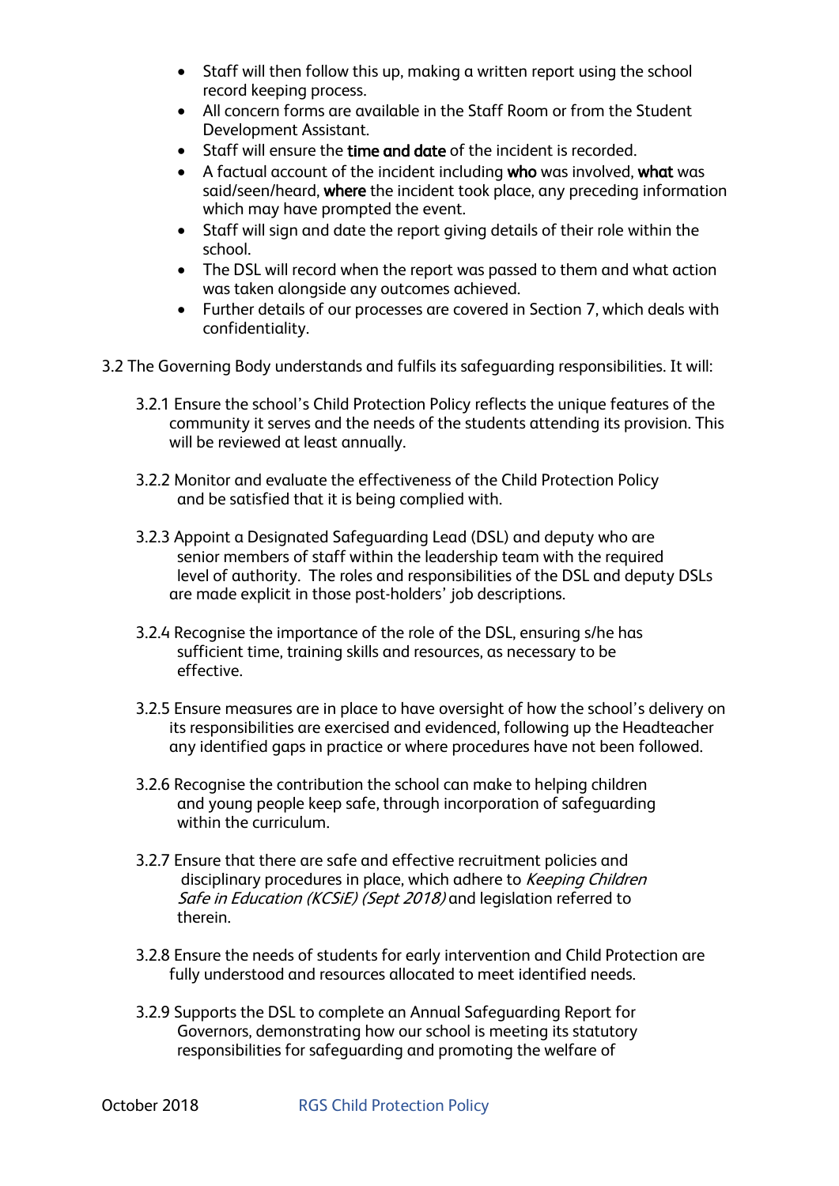- Staff will then follow this up, making a written report using the school record keeping process.
- All concern forms are available in the Staff Room or from the Student Development Assistant.
- Staff will ensure the **time and date** of the incident is recorded.
- A factual account of the incident including **who** was involved, **what** was said/seen/heard, **where** the incident took place, any preceding information which may have prompted the event.
- Staff will sign and date the report giving details of their role within the school.
- The DSL will record when the report was passed to them and what action was taken alongside any outcomes achieved.
- Further details of our processes are covered in Section 7, which deals with confidentiality.

3.2 The Governing Body understands and fulfils its safeguarding responsibilities. It will:

3.2.1 Ensure the school's Child Protection Policy reflects the unique features of the community it serves and the needs of the students attending its provision. This will be reviewed at least annually.

3.2.2 Monitor and evaluate the effectiveness of the Child Protection Policy and be satisfied that it is being complied with.

3.2.3 Appoint a Designated Safeguarding Lead (DSL) and deputy who are senior members of staff within the leadership team with the required level of authority. The roles and responsibilities of the DSL and deputy DSLs are made explicit in those post-holders' job descriptions.

3.2.4 Recognise the importance of the role of the DSL, ensuring s/he has sufficient time, training skills and resources, as necessary to be effective.

3.2.5 Ensure measures are in place to have oversight of how the school's delivery on its responsibilities are exercised and evidenced, following up the Headteacher any identified gaps in practice or where procedures have not been followed.

3.2.6 Recognise the contribution the school can make to helping children and young people keep safe, through incorporation of safeguarding within the curriculum.

3.2.7 Ensure that there are safe and effective recruitment policies and disciplinary procedures in place, which adhere to *Keeping Children Safe in Education (KCSiE) (Sept 2018)* and legislation referred to therein.

3.2.8 Ensure the needs of students for early intervention and Child Protection are fully understood and resources allocated to meet identified needs.

3.2.9 Supports the DSL to complete an Annual Safeguarding Report for Governors, demonstrating how our school is meeting its statutory responsibilities for safeguarding and promoting the welfare of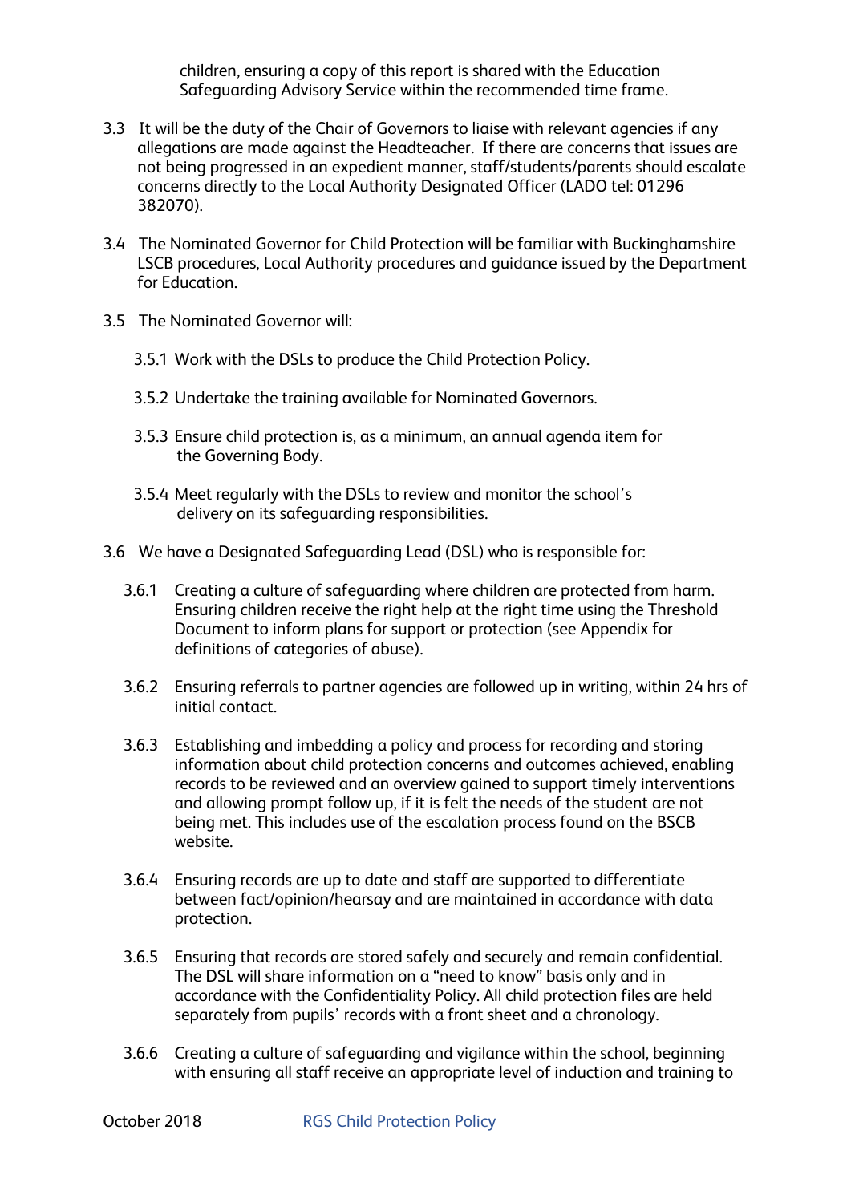children, ensuring a copy of this report is shared with the Education Safeguarding Advisory Service within the recommended time frame.

3.3 It will be the duty of the Chair of Governors to liaise with relevant agencies if any allegations are made against the Headteacher. If there are concerns that issues are not being progressed in an expedient manner, staff/students/parents should escalate concerns directly to the Local Authority Designated Officer (LADO tel: 01296 382070).

3.4 The Nominated Governor for Child Protection will be familiar with Buckinghamshire LSCB procedures, Local Authority procedures and guidance issued by the Department for Education.

3.5 The Nominated Governor will:

3.5.1 Work with the DSLs to produce the Child Protection Policy.

3.5.2 Undertake the training available for Nominated Governors.

3.5.3 Ensure child protection is, as a minimum, an annual agenda item for the Governing Body.

3.5.4 Meet regularly with the DSLs to review and monitor the school's delivery on its safeguarding responsibilities.

3.6 We have a Designated Safeguarding Lead (DSL) who is responsible for:

3.6.1 Creating a culture of safeguarding where children are protected from harm. Ensuring children receive the right help at the right time using the Threshold Document to inform plans for support or protection (see Appendix for definitions of categories of abuse).

3.6.2 Ensuring referrals to partner agencies are followed up in writing, within 24 hrs of initial contact.

3.6.3 Establishing and imbedding a policy and process for recording and storing information about child protection concerns and outcomes achieved, enabling records to be reviewed and an overview gained to support timely interventions and allowing prompt follow up, if it is felt the needs of the student are not being met. This includes use of the escalation process found on the BSCB website.

3.6.4 Ensuring records are up to date and staff are supported to differentiate between fact/opinion/hearsay and are maintained in accordance with data protection.

3.6.5 Ensuring that records are stored safely and securely and remain confidential. The DSL will share information on a "need to know" basis only and in accordance with the Confidentiality Policy. All child protection files are held separately from pupils' records with a front sheet and a chronology.

3.6.6 Creating a culture of safeguarding and vigilance within the school, beginning with ensuring all staff receive an appropriate level of induction and training to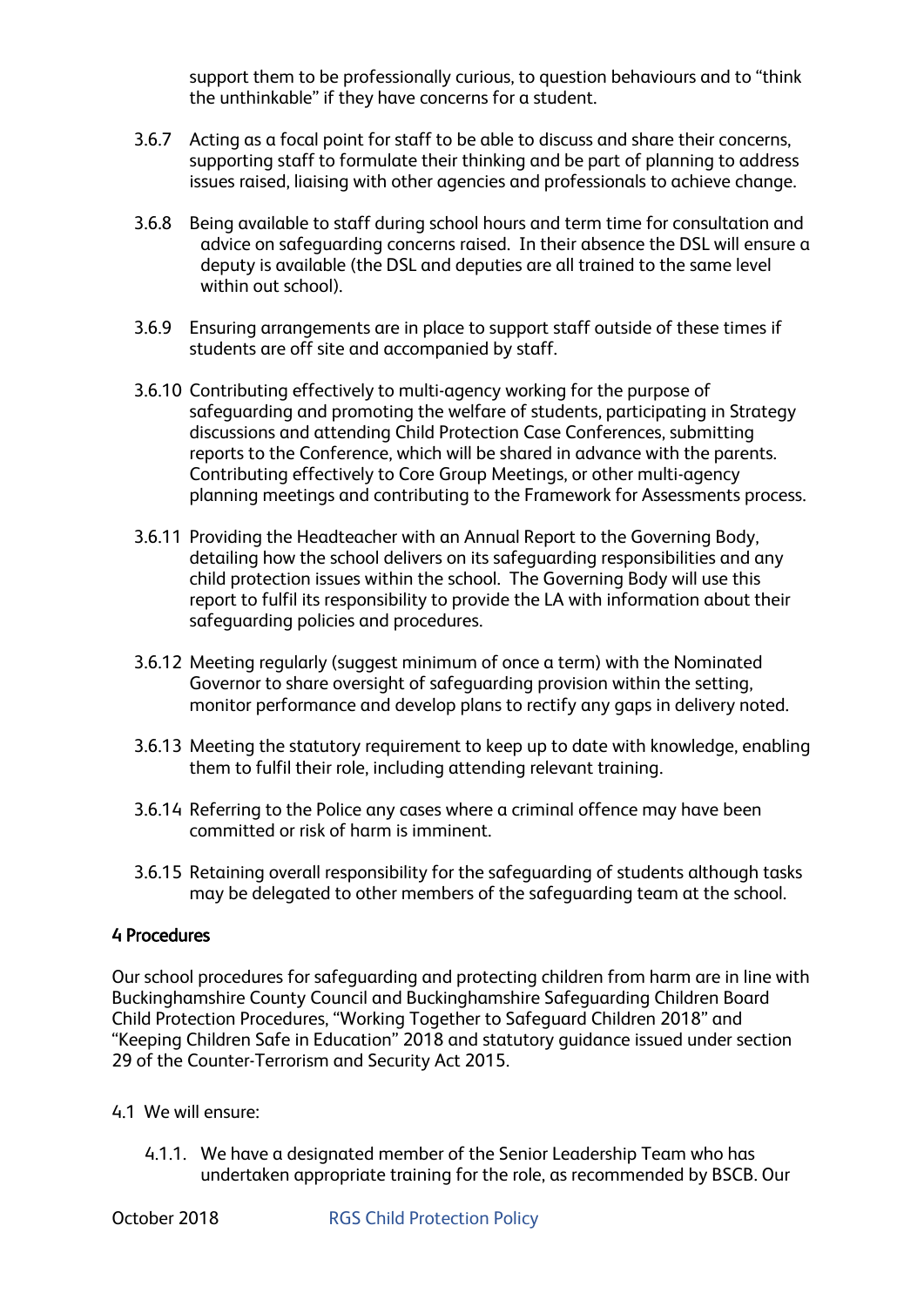support them to be professionally curious, to question behaviours and to "think the unthinkable" if they have concerns for a student.

3.6.7 Acting as a focal point for staff to be able to discuss and share their concerns, supporting staff to formulate their thinking and be part of planning to address issues raised, liaising with other agencies and professionals to achieve change.

3.6.8 Being available to staff during school hours and term time for consultation and advice on safeguarding concerns raised. In their absence the DSL will ensure a deputy is available (the DSL and deputies are all trained to the same level within out school).

3.6.9 Ensuring arrangements are in place to support staff outside of these times if students are off site and accompanied by staff.

3.6.10 Contributing effectively to multi-agency working for the purpose of safeguarding and promoting the welfare of students, participating in Strategy discussions and attending Child Protection Case Conferences, submitting reports to the Conference, which will be shared in advance with the parents. Contributing effectively to Core Group Meetings, or other multi-agency planning meetings and contributing to the Framework for Assessments process.

3.6.11 Providing the Headteacher with an Annual Report to the Governing Body, detailing how the school delivers on its safeguarding responsibilities and any child protection issues within the school. The Governing Body will use this report to fulfil its responsibility to provide the LA with information about their safeguarding policies and procedures.

3.6.12 Meeting regularly (suggest minimum of once a term) with the Nominated Governor to share oversight of safeguarding provision within the setting, monitor performance and develop plans to rectify any gaps in delivery noted.

3.6.13 Meeting the statutory requirement to keep up to date with knowledge, enabling them to fulfil their role, including attending relevant training.

3.6.14 Referring to the Police any cases where a criminal offence may have been committed or risk of harm is imminent.

3.6.15 Retaining overall responsibility for the safeguarding of students although tasks may be delegated to other members of the safeguarding team at the school.

## 4 Procedures

Our school procedures for safeguarding and protecting children from harm are in line with Buckinghamshire County Council and Buckinghamshire Safeguarding Children Board Child Protection Procedures, "Working Together to Safeguard Children 2018" and "Keeping Children Safe in Education" 2018 and statutory guidance issued under section 29 of the Counter-Terrorism and Security Act 2015.

4.1 We will ensure:

4.1.1. We have a designated member of the Senior Leadership Team who has undertaken appropriate training for the role, as recommended by BSCB. Our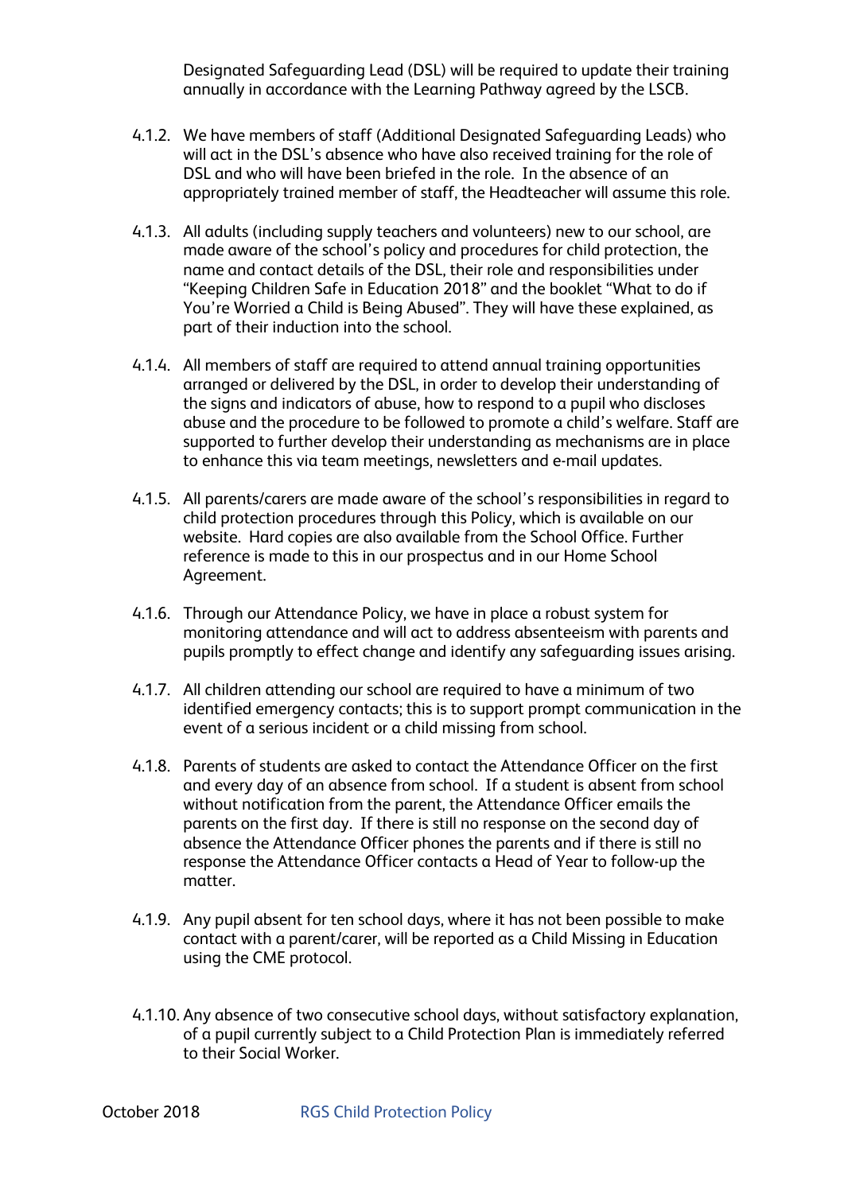Designated Safeguarding Lead (DSL) will be required to update their training annually in accordance with the Learning Pathway agreed by the LSCB.

4.1.2. We have members of staff (Additional Designated Safeguarding Leads) who will act in the DSL's absence who have also received training for the role of DSL and who will have been briefed in the role. In the absence of an appropriately trained member of staff, the Headteacher will assume this role.

4.1.3. All adults (including supply teachers and volunteers) new to our school, are made aware of the school's policy and procedures for child protection, the name and contact details of the DSL, their role and responsibilities under "Keeping Children Safe in Education 2018" and the booklet "What to do if You're Worried a Child is Being Abused". They will have these explained, as part of their induction into the school.

4.1.4. All members of staff are required to attend annual training opportunities arranged or delivered by the DSL, in order to develop their understanding of the signs and indicators of abuse, how to respond to a pupil who discloses abuse and the procedure to be followed to promote a child's welfare. Staff are supported to further develop their understanding as mechanisms are in place to enhance this via team meetings, newsletters and e-mail updates.

4.1.5. All parents/carers are made aware of the school's responsibilities in regard to child protection procedures through this Policy, which is available on our website. Hard copies are also available from the School Office. Further reference is made to this in our prospectus and in our Home School Agreement.

4.1.6. Through our Attendance Policy, we have in place a robust system for monitoring attendance and will act to address absenteeism with parents and pupils promptly to effect change and identify any safeguarding issues arising.

4.1.7. All children attending our school are required to have a minimum of two identified emergency contacts; this is to support prompt communication in the event of a serious incident or a child missing from school.

4.1.8. Parents of students are asked to contact the Attendance Officer on the first and every day of an absence from school. If a student is absent from school without notification from the parent, the Attendance Officer emails the parents on the first day. If there is still no response on the second day of absence the Attendance Officer phones the parents and if there is still no response the Attendance Officer contacts a Head of Year to follow-up the matter.

4.1.9. Any pupil absent for ten school days, where it has not been possible to make contact with a parent/carer, will be reported as a Child Missing in Education using the CME protocol.

4.1.10. Any absence of two consecutive school days, without satisfactory explanation, of a pupil currently subject to a Child Protection Plan is immediately referred to their Social Worker.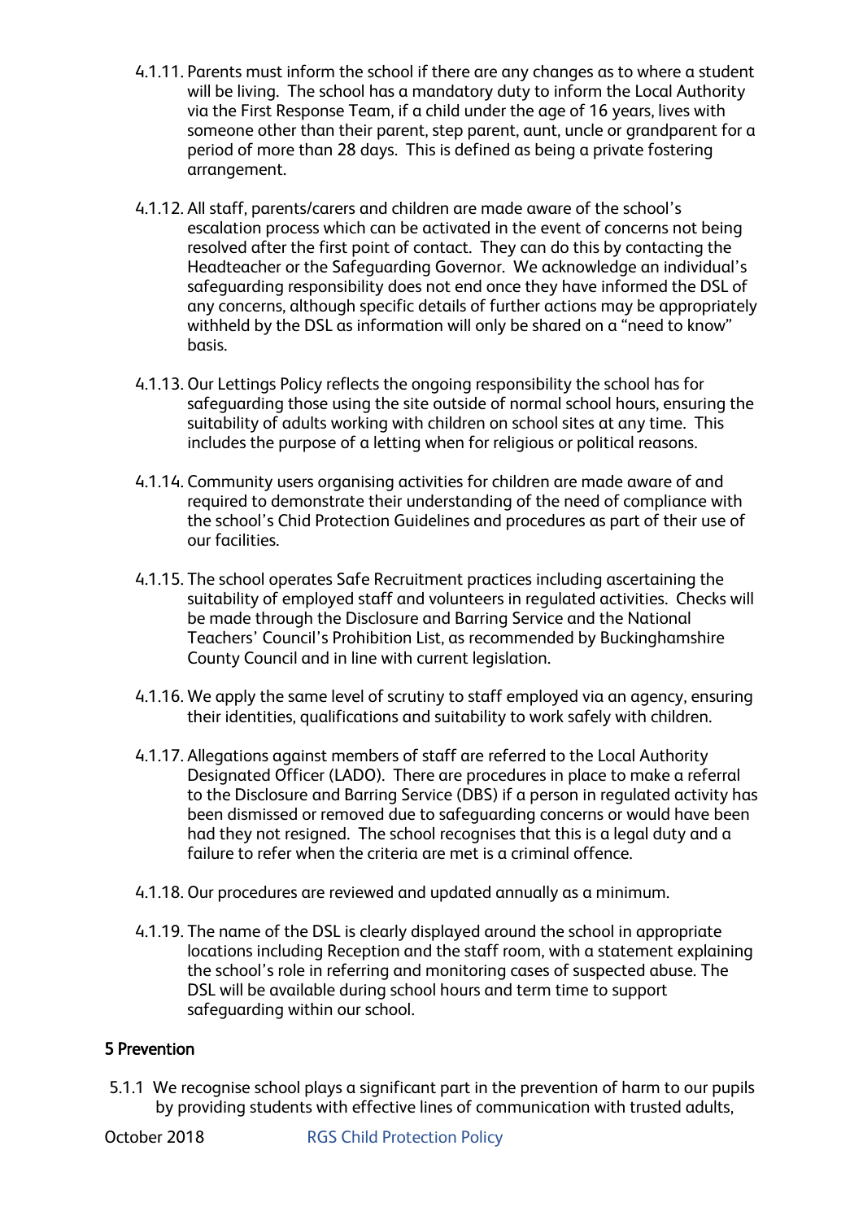4.1.11. Parents must inform the school if there are any changes as to where a student will be living. The school has a mandatory duty to inform the Local Authority via the First Response Team, if a child under the age of 16 years, lives with someone other than their parent, step parent, aunt, uncle or grandparent for a period of more than 28 days. This is defined as being a private fostering arrangement.

4.1.12. All staff, parents/carers and children are made aware of the school's escalation process which can be activated in the event of concerns not being resolved after the first point of contact. They can do this by contacting the Headteacher or the Safeguarding Governor. We acknowledge an individual's safeguarding responsibility does not end once they have informed the DSL of any concerns, although specific details of further actions may be appropriately withheld by the DSL as information will only be shared on a "need to know" basis.

4.1.13. Our Lettings Policy reflects the ongoing responsibility the school has for safeguarding those using the site outside of normal school hours, ensuring the suitability of adults working with children on school sites at any time. This includes the purpose of a letting when for religious or political reasons.

4.1.14. Community users organising activities for children are made aware of and required to demonstrate their understanding of the need of compliance with the school's Chid Protection Guidelines and procedures as part of their use of our facilities.

4.1.15. The school operates Safe Recruitment practices including ascertaining the suitability of employed staff and volunteers in regulated activities. Checks will be made through the Disclosure and Barring Service and the National Teachers' Council's Prohibition List, as recommended by Buckinghamshire County Council and in line with current legislation.

4.1.16. We apply the same level of scrutiny to staff employed via an agency, ensuring their identities, qualifications and suitability to work safely with children.

4.1.17. Allegations against members of staff are referred to the Local Authority Designated Officer (LADO). There are procedures in place to make a referral to the Disclosure and Barring Service (DBS) if a person in regulated activity has been dismissed or removed due to safeguarding concerns or would have been had they not resigned. The school recognises that this is a legal duty and a failure to refer when the criteria are met is a criminal offence.

4.1.18. Our procedures are reviewed and updated annually as a minimum.

4.1.19. The name of the DSL is clearly displayed around the school in appropriate locations including Reception and the staff room, with a statement explaining the school's role in referring and monitoring cases of suspected abuse. The DSL will be available during school hours and term time to support safeguarding within our school.

## 5 Prevention

5.1.1 We recognise school plays a significant part in the prevention of harm to our pupils by providing students with effective lines of communication with trusted adults,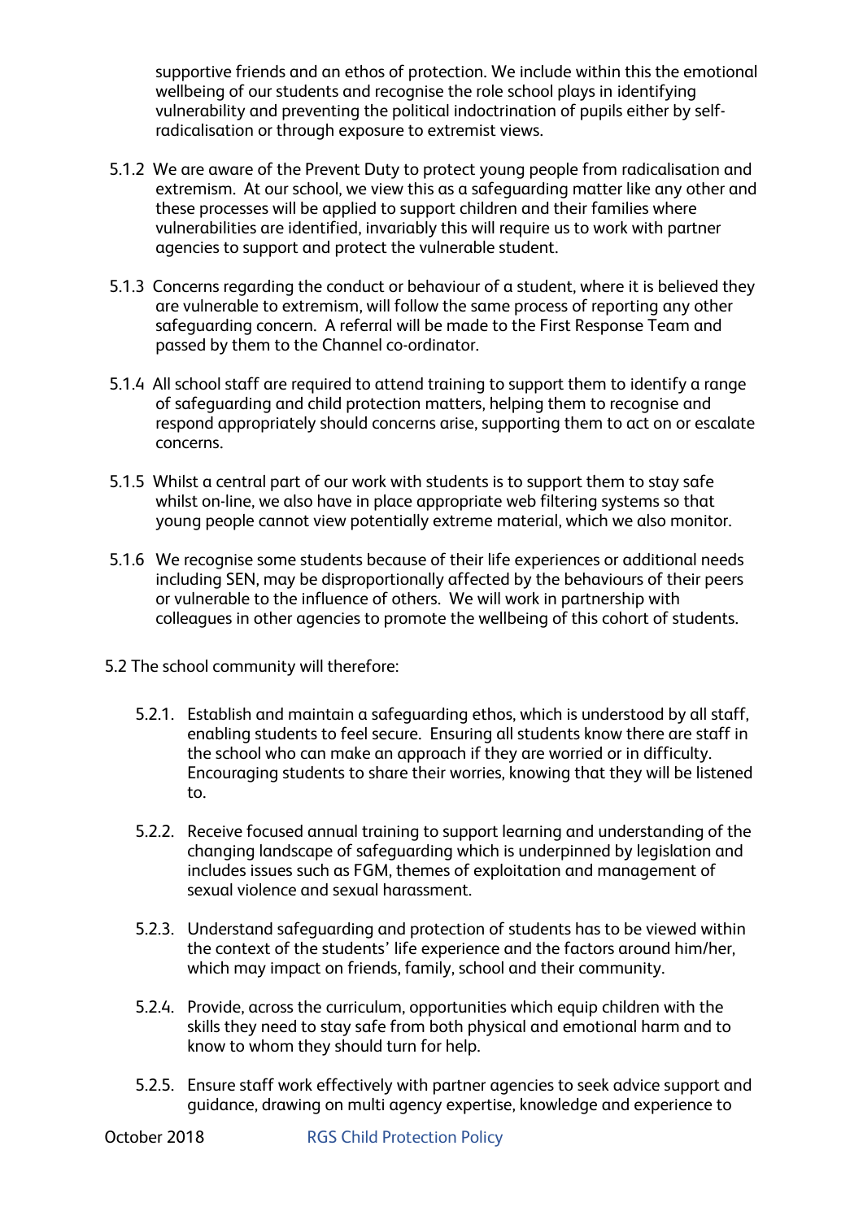supportive friends and an ethos of protection. We include within this the emotional wellbeing of our students and recognise the role school plays in identifying vulnerability and preventing the political indoctrination of pupils either by self-radicalisation or through exposure to extremist views.

5.1.2 We are aware of the Prevent Duty to protect young people from radicalisation and extremism. At our school, we view this as a safeguarding matter like any other and these processes will be applied to support children and their families where vulnerabilities are identified, invariably this will require us to work with partner agencies to support and protect the vulnerable student.

5.1.3 Concerns regarding the conduct or behaviour of a student, where it is believed they are vulnerable to extremism, will follow the same process of reporting any other safeguarding concern. A referral will be made to the First Response Team and passed by them to the Channel co-ordinator.

5.1.4 All school staff are required to attend training to support them to identify a range of safeguarding and child protection matters, helping them to recognise and respond appropriately should concerns arise, supporting them to act on or escalate concerns.

5.1.5 Whilst a central part of our work with students is to support them to stay safe whilst on-line, we also have in place appropriate web filtering systems so that young people cannot view potentially extreme material, which we also monitor.

5.1.6 We recognise some students because of their life experiences or additional needs including SEN, may be disproportionally affected by the behaviours of their peers or vulnerable to the influence of others. We will work in partnership with colleagues in other agencies to promote the wellbeing of this cohort of students.

5.2 The school community will therefore:

5.2.1. Establish and maintain a safeguarding ethos, which is understood by all staff, enabling students to feel secure. Ensuring all students know there are staff in the school who can make an approach if they are worried or in difficulty. Encouraging students to share their worries, knowing that they will be listened to.

5.2.2. Receive focused annual training to support learning and understanding of the changing landscape of safeguarding which is underpinned by legislation and includes issues such as FGM, themes of exploitation and management of sexual violence and sexual harassment.

5.2.3. Understand safeguarding and protection of students has to be viewed within the context of the students' life experience and the factors around him/her, which may impact on friends, family, school and their community.

5.2.4. Provide, across the curriculum, opportunities which equip children with the skills they need to stay safe from both physical and emotional harm and to know to whom they should turn for help.

5.2.5. Ensure staff work effectively with partner agencies to seek advice support and guidance, drawing on multi agency expertise, knowledge and experience to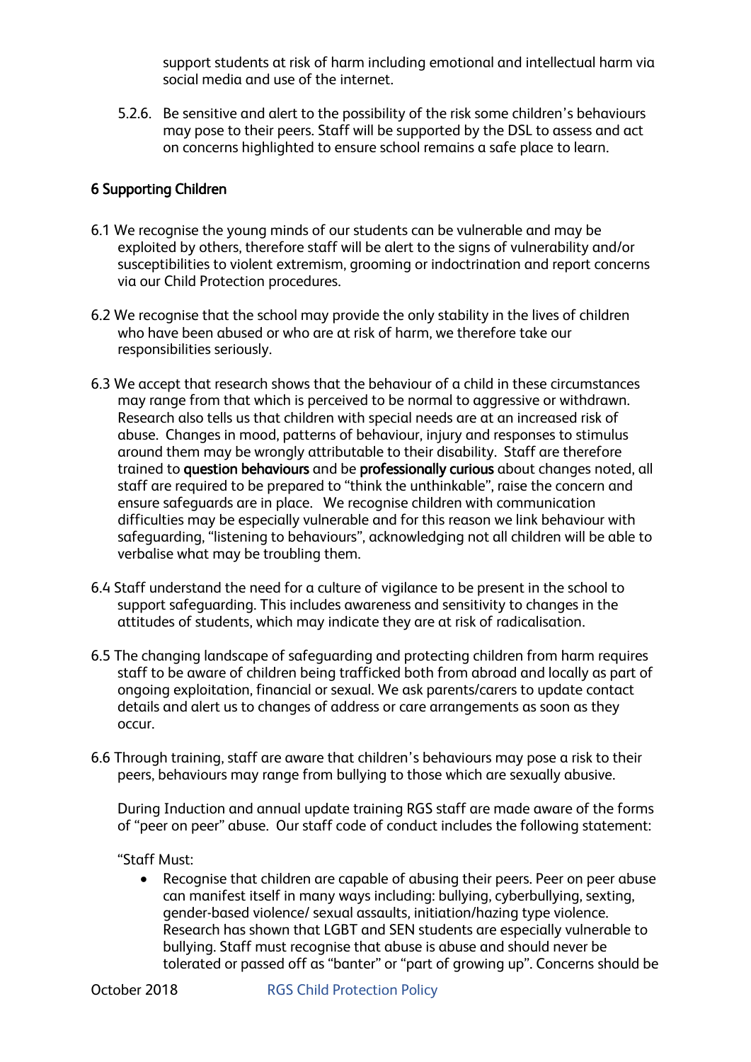support students at risk of harm including emotional and intellectual harm via social media and use of the internet.

5.2.6. Be sensitive and alert to the possibility of the risk some children's behaviours may pose to their peers. Staff will be supported by the DSL to assess and act on concerns highlighted to ensure school remains a safe place to learn.

## 6 Supporting Children

6.1 We recognise the young minds of our students can be vulnerable and may be exploited by others, therefore staff will be alert to the signs of vulnerability and/or susceptibilities to violent extremism, grooming or indoctrination and report concerns via our Child Protection procedures.

6.2 We recognise that the school may provide the only stability in the lives of children who have been abused or who are at risk of harm, we therefore take our responsibilities seriously.

6.3 We accept that research shows that the behaviour of a child in these circumstances may range from that which is perceived to be normal to aggressive or withdrawn. Research also tells us that children with special needs are at an increased risk of abuse. Changes in mood, patterns of behaviour, injury and responses to stimulus around them may be wrongly attributable to their disability. Staff are therefore trained to **question behaviours** and be **professionally curious** about changes noted, all staff are required to be prepared to "think the unthinkable", raise the concern and ensure safeguards are in place. We recognise children with communication difficulties may be especially vulnerable and for this reason we link behaviour with safeguarding, "listening to behaviours", acknowledging not all children will be able to verbalise what may be troubling them.

6.4 Staff understand the need for a culture of vigilance to be present in the school to support safeguarding. This includes awareness and sensitivity to changes in the attitudes of students, which may indicate they are at risk of radicalisation.

6.5 The changing landscape of safeguarding and protecting children from harm requires staff to be aware of children being trafficked both from abroad and locally as part of ongoing exploitation, financial or sexual. We ask parents/carers to update contact details and alert us to changes of address or care arrangements as soon as they occur.

6.6 Through training, staff are aware that children's behaviours may pose a risk to their peers, behaviours may range from bullying to those which are sexually abusive.

During Induction and annual update training RGS staff are made aware of the forms of "peer on peer" abuse. Our staff code of conduct includes the following statement:

"Staff Must:

- Recognise that children are capable of abusing their peers. Peer on peer abuse can manifest itself in many ways including: bullying, cyberbullying, sexting, gender-based violence/ sexual assaults, initiation/hazing type violence. Research has shown that LGBT and SEN students are especially vulnerable to bullying. Staff must recognise that abuse is abuse and should never be tolerated or passed off as "banter" or "part of growing up". Concerns should be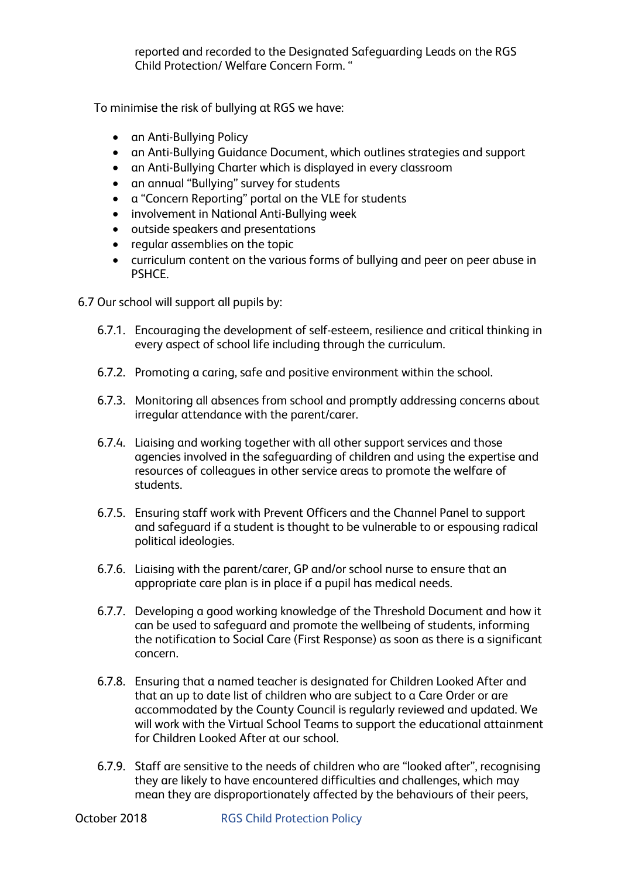reported and recorded to the Designated Safeguarding Leads on the RGS Child Protection/ Welfare Concern Form. "

To minimise the risk of bullying at RGS we have:

- an Anti-Bullying Policy
- an Anti-Bullying Guidance Document, which outlines strategies and support
- an Anti-Bullying Charter which is displayed in every classroom
- an annual "Bullying" survey for students
- a "Concern Reporting" portal on the VLE for students
- involvement in National Anti-Bullying week
- outside speakers and presentations
- regular assemblies on the topic
- curriculum content on the various forms of bullying and peer on peer abuse in PSHCE.

6.7 Our school will support all pupils by:

6.7.1. Encouraging the development of self-esteem, resilience and critical thinking in every aspect of school life including through the curriculum.

6.7.2. Promoting a caring, safe and positive environment within the school.

6.7.3. Monitoring all absences from school and promptly addressing concerns about irregular attendance with the parent/carer.

6.7.4. Liaising and working together with all other support services and those agencies involved in the safeguarding of children and using the expertise and resources of colleagues in other service areas to promote the welfare of students.

6.7.5. Ensuring staff work with Prevent Officers and the Channel Panel to support and safeguard if a student is thought to be vulnerable to or espousing radical political ideologies.

6.7.6. Liaising with the parent/carer, GP and/or school nurse to ensure that an appropriate care plan is in place if a pupil has medical needs.

6.7.7. Developing a good working knowledge of the Threshold Document and how it can be used to safeguard and promote the wellbeing of students, informing the notification to Social Care (First Response) as soon as there is a significant concern.

6.7.8. Ensuring that a named teacher is designated for Children Looked After and that an up to date list of children who are subject to a Care Order or are accommodated by the County Council is regularly reviewed and updated. We will work with the Virtual School Teams to support the educational attainment for Children Looked After at our school.

6.7.9. Staff are sensitive to the needs of children who are "looked after", recognising they are likely to have encountered difficulties and challenges, which may mean they are disproportionately affected by the behaviours of their peers,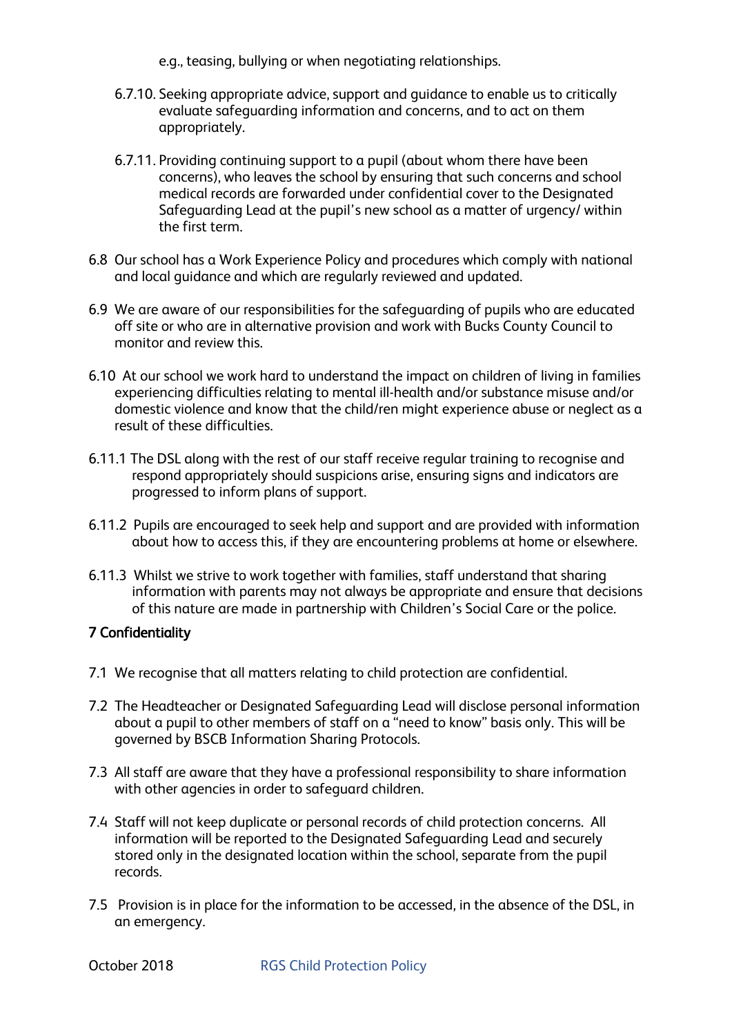e.g., teasing, bullying or when negotiating relationships.

6.7.10. Seeking appropriate advice, support and guidance to enable us to critically evaluate safeguarding information and concerns, and to act on them appropriately.

6.7.11. Providing continuing support to a pupil (about whom there have been concerns), who leaves the school by ensuring that such concerns and school medical records are forwarded under confidential cover to the Designated Safeguarding Lead at the pupil's new school as a matter of urgency/ within the first term.

6.8 Our school has a Work Experience Policy and procedures which comply with national and local guidance and which are regularly reviewed and updated.

6.9 We are aware of our responsibilities for the safeguarding of pupils who are educated off site or who are in alternative provision and work with Bucks County Council to monitor and review this.

6.10 At our school we work hard to understand the impact on children of living in families experiencing difficulties relating to mental ill-health and/or substance misuse and/or domestic violence and know that the child/ren might experience abuse or neglect as a result of these difficulties.

6.11.1 The DSL along with the rest of our staff receive regular training to recognise and respond appropriately should suspicions arise, ensuring signs and indicators are progressed to inform plans of support.

6.11.2 Pupils are encouraged to seek help and support and are provided with information about how to access this, if they are encountering problems at home or elsewhere.

6.11.3 Whilst we strive to work together with families, staff understand that sharing information with parents may not always be appropriate and ensure that decisions of this nature are made in partnership with Children's Social Care or the police.

## 7 Confidentiality

7.1 We recognise that all matters relating to child protection are confidential.

7.2 The Headteacher or Designated Safeguarding Lead will disclose personal information about a pupil to other members of staff on a "need to know" basis only. This will be governed by BSCB Information Sharing Protocols.

7.3 All staff are aware that they have a professional responsibility to share information with other agencies in order to safeguard children.

7.4 Staff will not keep duplicate or personal records of child protection concerns. All information will be reported to the Designated Safeguarding Lead and securely stored only in the designated location within the school, separate from the pupil records.

7.5 Provision is in place for the information to be accessed, in the absence of the DSL, in an emergency.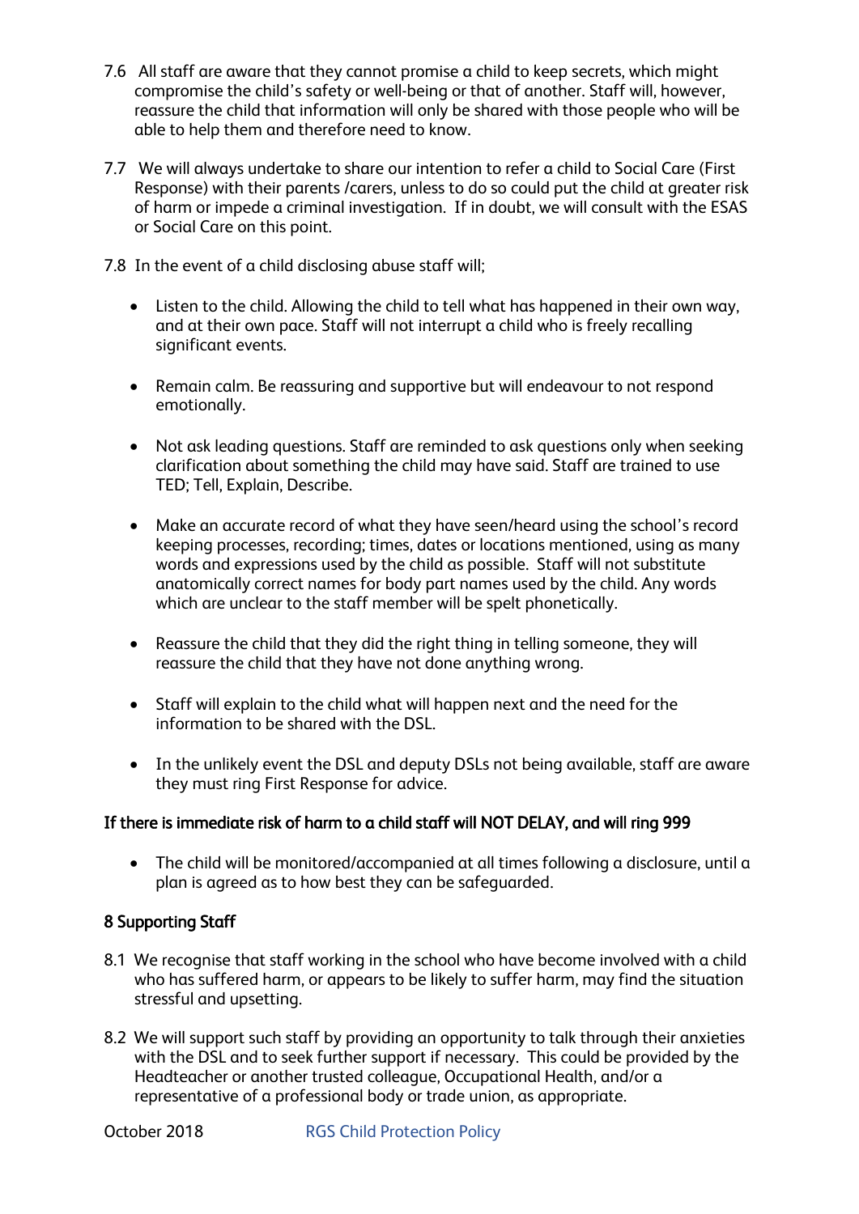7.6 All staff are aware that they cannot promise a child to keep secrets, which might compromise the child's safety or well-being or that of another. Staff will, however, reassure the child that information will only be shared with those people who will be able to help them and therefore need to know.

7.7 We will always undertake to share our intention to refer a child to Social Care (First Response) with their parents /carers, unless to do so could put the child at greater risk of harm or impede a criminal investigation. If in doubt, we will consult with the ESAS or Social Care on this point.

7.8 In the event of a child disclosing abuse staff will;

- Listen to the child. Allowing the child to tell what has happened in their own way, and at their own pace. Staff will not interrupt a child who is freely recalling significant events.

- Remain calm. Be reassuring and supportive but will endeavour to not respond emotionally.

- Not ask leading questions. Staff are reminded to ask questions only when seeking clarification about something the child may have said. Staff are trained to use TED; Tell, Explain, Describe.

- Make an accurate record of what they have seen/heard using the school's record keeping processes, recording; times, dates or locations mentioned, using as many words and expressions used by the child as possible. Staff will not substitute anatomically correct names for body part names used by the child. Any words which are unclear to the staff member will be spelt phonetically.

- Reassure the child that they did the right thing in telling someone, they will reassure the child that they have not done anything wrong.

- Staff will explain to the child what will happen next and the need for the information to be shared with the DSL.

- In the unlikely event the DSL and deputy DSLs not being available, staff are aware they must ring First Response for advice.

**If there is immediate risk of harm to a child staff will NOT DELAY, and will ring 999**

- The child will be monitored/accompanied at all times following a disclosure, until a plan is agreed as to how best they can be safeguarded.

## 8 Supporting Staff

8.1 We recognise that staff working in the school who have become involved with a child who has suffered harm, or appears to be likely to suffer harm, may find the situation stressful and upsetting.

8.2 We will support such staff by providing an opportunity to talk through their anxieties with the DSL and to seek further support if necessary. This could be provided by the Headteacher or another trusted colleague, Occupational Health, and/or a representative of a professional body or trade union, as appropriate.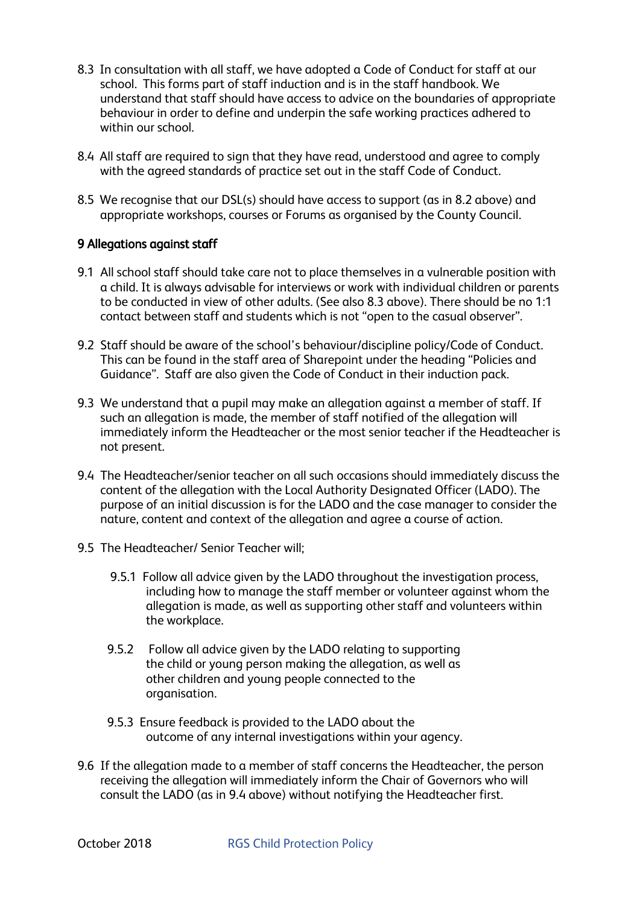8.3 In consultation with all staff, we have adopted a Code of Conduct for staff at our school. This forms part of staff induction and is in the staff handbook. We understand that staff should have access to advice on the boundaries of appropriate behaviour in order to define and underpin the safe working practices adhered to within our school.

8.4 All staff are required to sign that they have read, understood and agree to comply with the agreed standards of practice set out in the staff Code of Conduct.

8.5 We recognise that our DSL(s) should have access to support (as in 8.2 above) and appropriate workshops, courses or Forums as organised by the County Council.

## 9 Allegations against staff

9.1 All school staff should take care not to place themselves in a vulnerable position with a child. It is always advisable for interviews or work with individual children or parents to be conducted in view of other adults. (See also 8.3 above). There should be no 1:1 contact between staff and students which is not "open to the casual observer".

9.2 Staff should be aware of the school's behaviour/discipline policy/Code of Conduct. This can be found in the staff area of Sharepoint under the heading "Policies and Guidance". Staff are also given the Code of Conduct in their induction pack.

9.3 We understand that a pupil may make an allegation against a member of staff. If such an allegation is made, the member of staff notified of the allegation will immediately inform the Headteacher or the most senior teacher if the Headteacher is not present.

9.4 The Headteacher/senior teacher on all such occasions should immediately discuss the content of the allegation with the Local Authority Designated Officer (LADO). The purpose of an initial discussion is for the LADO and the case manager to consider the nature, content and context of the allegation and agree a course of action.

9.5 The Headteacher/ Senior Teacher will;

9.5.1 Follow all advice given by the LADO throughout the investigation process, including how to manage the staff member or volunteer against whom the allegation is made, as well as supporting other staff and volunteers within the workplace.

9.5.2 Follow all advice given by the LADO relating to supporting the child or young person making the allegation, as well as other children and young people connected to the organisation.

9.5.3 Ensure feedback is provided to the LADO about the outcome of any internal investigations within your agency.

9.6 If the allegation made to a member of staff concerns the Headteacher, the person receiving the allegation will immediately inform the Chair of Governors who will consult the LADO (as in 9.4 above) without notifying the Headteacher first.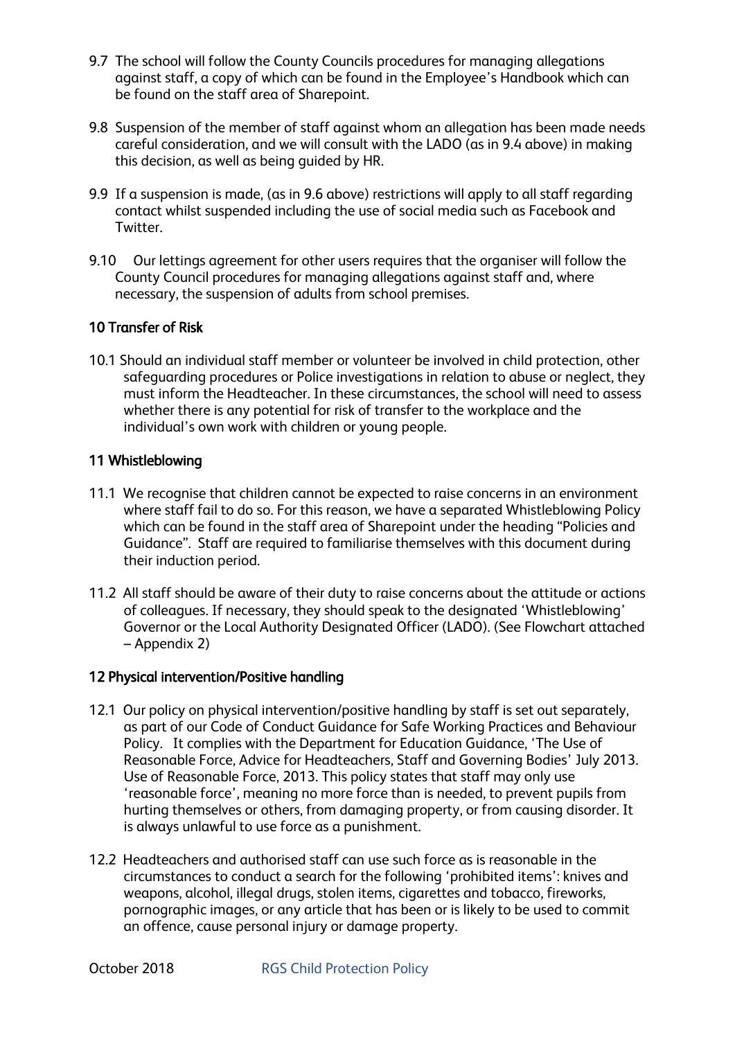9.7 The school will follow the County Councils procedures for managing allegations against staff, a copy of which can be found in the Employee's Handbook which can be found on the staff area of Sharepoint.

9.8 Suspension of the member of staff against whom an allegation has been made needs careful consideration, and we will consult with the LADO (as in 9.4 above) in making this decision, as well as being guided by HR.

9.9 If a suspension is made, (as in 9.6 above) restrictions will apply to all staff regarding contact whilst suspended including the use of social media such as Facebook and Twitter.

9.10 Our lettings agreement for other users requires that the organiser will follow the County Council procedures for managing allegations against staff and, where necessary, the suspension of adults from school premises.

## 10 Transfer of Risk

10.1 Should an individual staff member or volunteer be involved in child protection, other safeguarding procedures or Police investigations in relation to abuse or neglect, they must inform the Headteacher. In these circumstances, the school will need to assess whether there is any potential for risk of transfer to the workplace and the individual's own work with children or young people.

## 11 Whistleblowing

11.1 We recognise that children cannot be expected to raise concerns in an environment where staff fail to do so. For this reason, we have a separated Whistleblowing Policy which can be found in the staff area of Sharepoint under the heading "Policies and Guidance". Staff are required to familiarise themselves with this document during their induction period.

11.2 All staff should be aware of their duty to raise concerns about the attitude or actions of colleagues. If necessary, they should speak to the designated 'Whistleblowing' Governor or the Local Authority Designated Officer (LADO). (See Flowchart attached – Appendix 2)

## 12 Physical intervention/Positive handling

12.1 Our policy on physical intervention/positive handling by staff is set out separately, as part of our Code of Conduct Guidance for Safe Working Practices and Behaviour Policy. It complies with the Department for Education Guidance, 'The Use of Reasonable Force, Advice for Headteachers, Staff and Governing Bodies' July 2013. Use of Reasonable Force, 2013. This policy states that staff may only use 'reasonable force', meaning no more force than is needed, to prevent pupils from hurting themselves or others, from damaging property, or from causing disorder. It is always unlawful to use force as a punishment.

12.2 Headteachers and authorised staff can use such force as is reasonable in the circumstances to conduct a search for the following 'prohibited items': knives and weapons, alcohol, illegal drugs, stolen items, cigarettes and tobacco, fireworks, pornographic images, or any article that has been or is likely to be used to commit an offence, cause personal injury or damage property.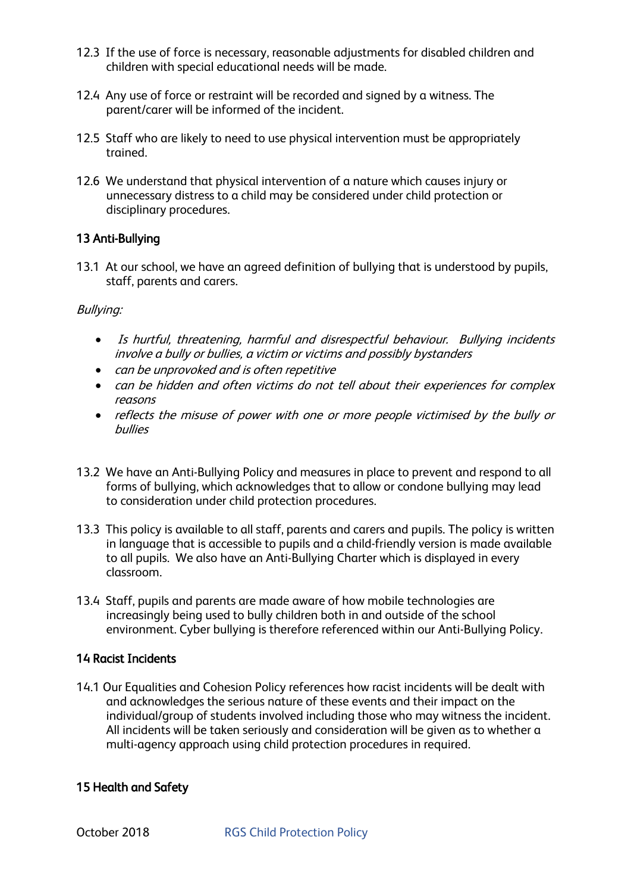12.3 If the use of force is necessary, reasonable adjustments for disabled children and children with special educational needs will be made.

12.4 Any use of force or restraint will be recorded and signed by a witness. The parent/carer will be informed of the incident.

12.5 Staff who are likely to need to use physical intervention must be appropriately trained.

12.6 We understand that physical intervention of a nature which causes injury or unnecessary distress to a child may be considered under child protection or disciplinary procedures.

## 13 Anti-Bullying

13.1 At our school, we have an agreed definition of bullying that is understood by pupils, staff, parents and carers.

*Bullying:*

- *Is hurtful, threatening, harmful and disrespectful behaviour. Bullying incidents involve a bully or bullies, a victim or victims and possibly bystanders*
- *can be unprovoked and is often repetitive*
- *can be hidden and often victims do not tell about their experiences for complex reasons*
- *reflects the misuse of power with one or more people victimised by the bully or bullies*

13.2 We have an Anti-Bullying Policy and measures in place to prevent and respond to all forms of bullying, which acknowledges that to allow or condone bullying may lead to consideration under child protection procedures.

13.3 This policy is available to all staff, parents and carers and pupils. The policy is written in language that is accessible to pupils and a child-friendly version is made available to all pupils. We also have an Anti-Bullying Charter which is displayed in every classroom.

13.4 Staff, pupils and parents are made aware of how mobile technologies are increasingly being used to bully children both in and outside of the school environment. Cyber bullying is therefore referenced within our Anti-Bullying Policy.

## 14 Racist Incidents

14.1 Our Equalities and Cohesion Policy references how racist incidents will be dealt with and acknowledges the serious nature of these events and their impact on the individual/group of students involved including those who may witness the incident. All incidents will be taken seriously and consideration will be given as to whether a multi-agency approach using child protection procedures in required.

## 15 Health and Safety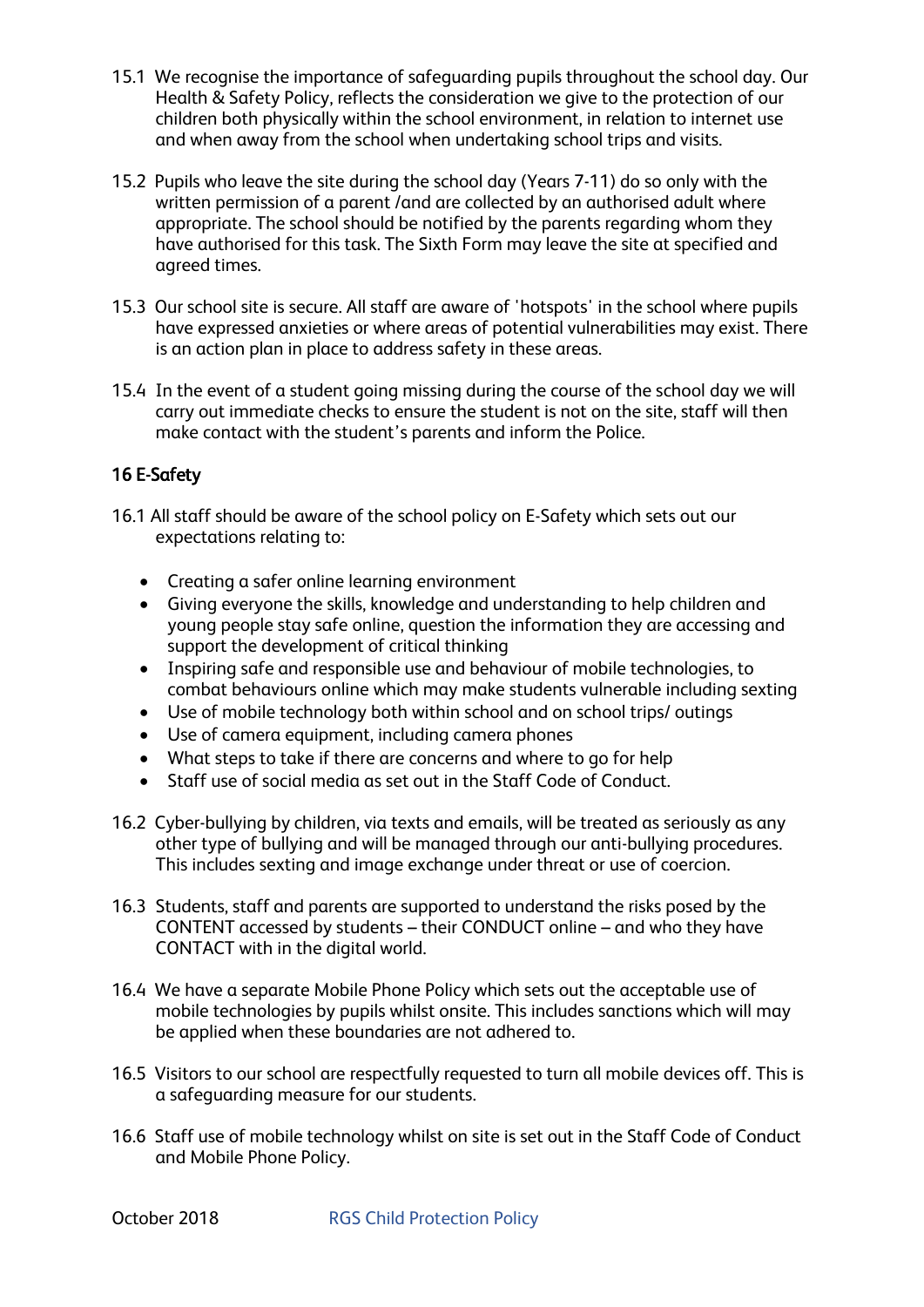15.1 We recognise the importance of safeguarding pupils throughout the school day. Our Health & Safety Policy, reflects the consideration we give to the protection of our children both physically within the school environment, in relation to internet use and when away from the school when undertaking school trips and visits.

15.2 Pupils who leave the site during the school day (Years 7-11) do so only with the written permission of a parent /and are collected by an authorised adult where appropriate. The school should be notified by the parents regarding whom they have authorised for this task. The Sixth Form may leave the site at specified and agreed times.

15.3 Our school site is secure. All staff are aware of 'hotspots' in the school where pupils have expressed anxieties or where areas of potential vulnerabilities may exist. There is an action plan in place to address safety in these areas.

15.4 In the event of a student going missing during the course of the school day we will carry out immediate checks to ensure the student is not on the site, staff will then make contact with the student's parents and inform the Police.

## 16 E-Safety

16.1 All staff should be aware of the school policy on E-Safety which sets out our expectations relating to:

- Creating a safer online learning environment
- Giving everyone the skills, knowledge and understanding to help children and young people stay safe online, question the information they are accessing and support the development of critical thinking
- Inspiring safe and responsible use and behaviour of mobile technologies, to combat behaviours online which may make students vulnerable including sexting
- Use of mobile technology both within school and on school trips/ outings
- Use of camera equipment, including camera phones
- What steps to take if there are concerns and where to go for help
- Staff use of social media as set out in the Staff Code of Conduct.

16.2 Cyber-bullying by children, via texts and emails, will be treated as seriously as any other type of bullying and will be managed through our anti-bullying procedures. This includes sexting and image exchange under threat or use of coercion.

16.3 Students, staff and parents are supported to understand the risks posed by the CONTENT accessed by students – their CONDUCT online – and who they have CONTACT with in the digital world.

16.4 We have a separate Mobile Phone Policy which sets out the acceptable use of mobile technologies by pupils whilst onsite. This includes sanctions which will may be applied when these boundaries are not adhered to.

16.5 Visitors to our school are respectfully requested to turn all mobile devices off. This is a safeguarding measure for our students.

16.6 Staff use of mobile technology whilst on site is set out in the Staff Code of Conduct and Mobile Phone Policy.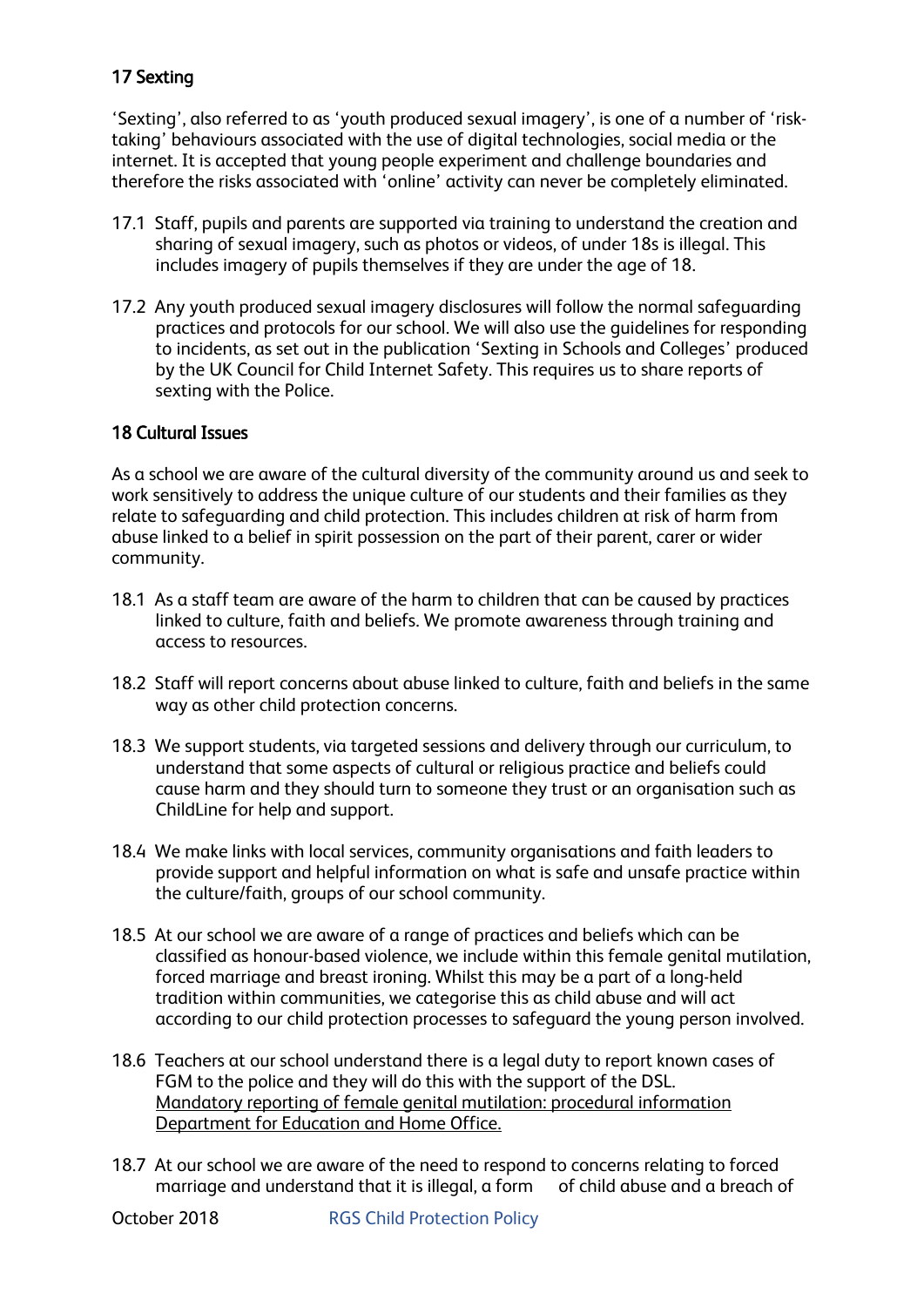## 17 Sexting

'Sexting', also referred to as 'youth produced sexual imagery', is one of a number of 'risk-taking' behaviours associated with the use of digital technologies, social media or the internet. It is accepted that young people experiment and challenge boundaries and therefore the risks associated with 'online' activity can never be completely eliminated.

17.1 Staff, pupils and parents are supported via training to understand the creation and sharing of sexual imagery, such as photos or videos, of under 18s is illegal. This includes imagery of pupils themselves if they are under the age of 18.

17.2 Any youth produced sexual imagery disclosures will follow the normal safeguarding practices and protocols for our school. We will also use the guidelines for responding to incidents, as set out in the publication 'Sexting in Schools and Colleges' produced by the UK Council for Child Internet Safety. This requires us to share reports of sexting with the Police.

## 18 Cultural Issues

As a school we are aware of the cultural diversity of the community around us and seek to work sensitively to address the unique culture of our students and their families as they relate to safeguarding and child protection. This includes children at risk of harm from abuse linked to a belief in spirit possession on the part of their parent, carer or wider community.

18.1 As a staff team are aware of the harm to children that can be caused by practices linked to culture, faith and beliefs. We promote awareness through training and access to resources.

18.2 Staff will report concerns about abuse linked to culture, faith and beliefs in the same way as other child protection concerns.

18.3 We support students, via targeted sessions and delivery through our curriculum, to understand that some aspects of cultural or religious practice and beliefs could cause harm and they should turn to someone they trust or an organisation such as ChildLine for help and support.

18.4 We make links with local services, community organisations and faith leaders to provide support and helpful information on what is safe and unsafe practice within the culture/faith, groups of our school community.

18.5 At our school we are aware of a range of practices and beliefs which can be classified as honour-based violence, we include within this female genital mutilation, forced marriage and breast ironing. Whilst this may be a part of a long-held tradition within communities, we categorise this as child abuse and will act according to our child protection processes to safeguard the young person involved.

18.6 Teachers at our school understand there is a legal duty to report known cases of FGM to the police and they will do this with the support of the DSL. Mandatory reporting of female genital mutilation: procedural information Department for Education and Home Office.

18.7 At our school we are aware of the need to respond to concerns relating to forced marriage and understand that it is illegal, a form of child abuse and a breach of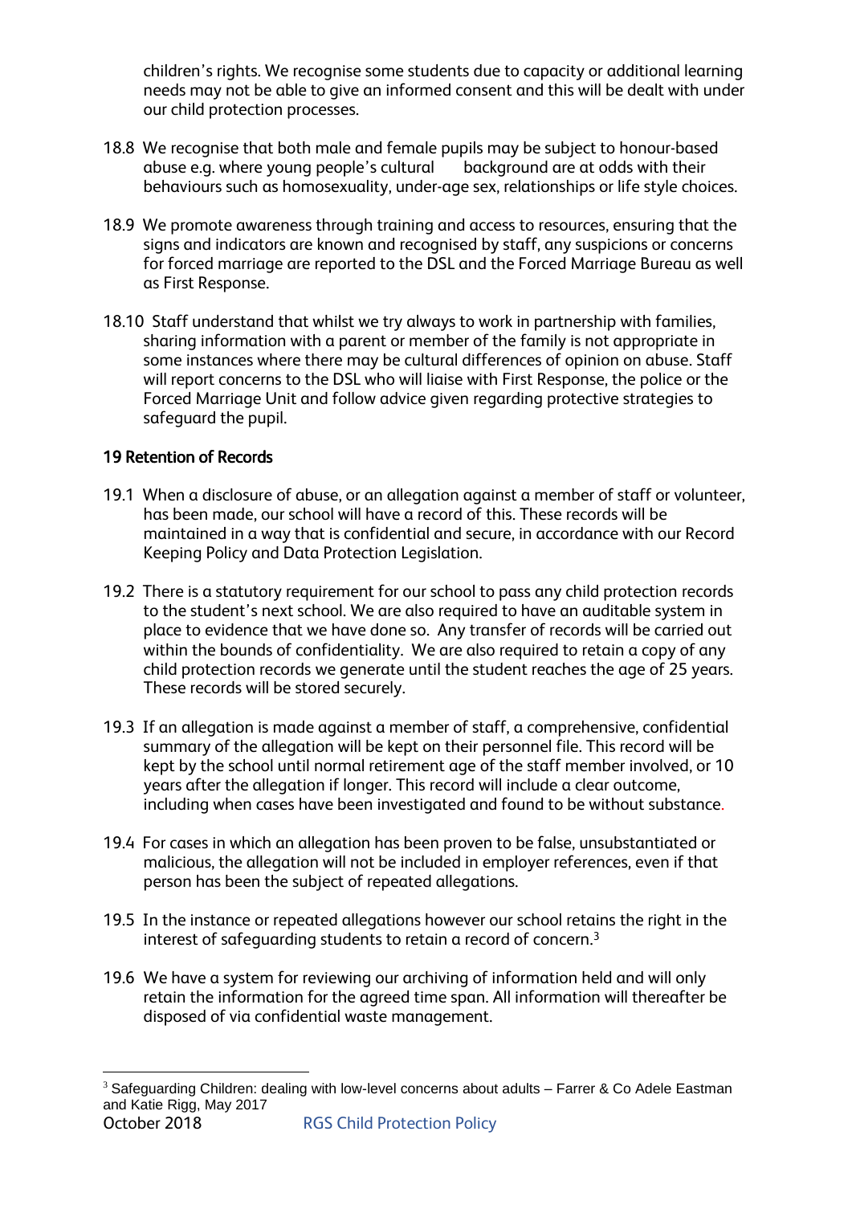children's rights. We recognise some students due to capacity or additional learning needs may not be able to give an informed consent and this will be dealt with under our child protection processes.

18.8 We recognise that both male and female pupils may be subject to honour-based abuse e.g. where young people's cultural background are at odds with their behaviours such as homosexuality, under-age sex, relationships or life style choices.

18.9 We promote awareness through training and access to resources, ensuring that the signs and indicators are known and recognised by staff, any suspicions or concerns for forced marriage are reported to the DSL and the Forced Marriage Bureau as well as First Response.

18.10 Staff understand that whilst we try always to work in partnership with families, sharing information with a parent or member of the family is not appropriate in some instances where there may be cultural differences of opinion on abuse. Staff will report concerns to the DSL who will liaise with First Response, the police or the Forced Marriage Unit and follow advice given regarding protective strategies to safeguard the pupil.

## 19 Retention of Records

19.1 When a disclosure of abuse, or an allegation against a member of staff or volunteer, has been made, our school will have a record of this. These records will be maintained in a way that is confidential and secure, in accordance with our Record Keeping Policy and Data Protection Legislation.

19.2 There is a statutory requirement for our school to pass any child protection records to the student's next school. We are also required to have an auditable system in place to evidence that we have done so. Any transfer of records will be carried out within the bounds of confidentiality. We are also required to retain a copy of any child protection records we generate until the student reaches the age of 25 years. These records will be stored securely.

19.3 If an allegation is made against a member of staff, a comprehensive, confidential summary of the allegation will be kept on their personnel file. This record will be kept by the school until normal retirement age of the staff member involved, or 10 years after the allegation if longer. This record will include a clear outcome, including when cases have been investigated and found to be without substance.

19.4 For cases in which an allegation has been proven to be false, unsubstantiated or malicious, the allegation will not be included in employer references, even if that person has been the subject of repeated allegations.

19.5 In the instance or repeated allegations however our school retains the right in the interest of safeguarding students to retain a record of concern.[3]

19.6 We have a system for reviewing our archiving of information held and will only retain the information for the agreed time span. All information will thereafter be disposed of via confidential waste management.

---

[3] Safeguarding Children: dealing with low-level concerns about adults – Farrer & Co Adele Eastman and Katie Rigg, May 2017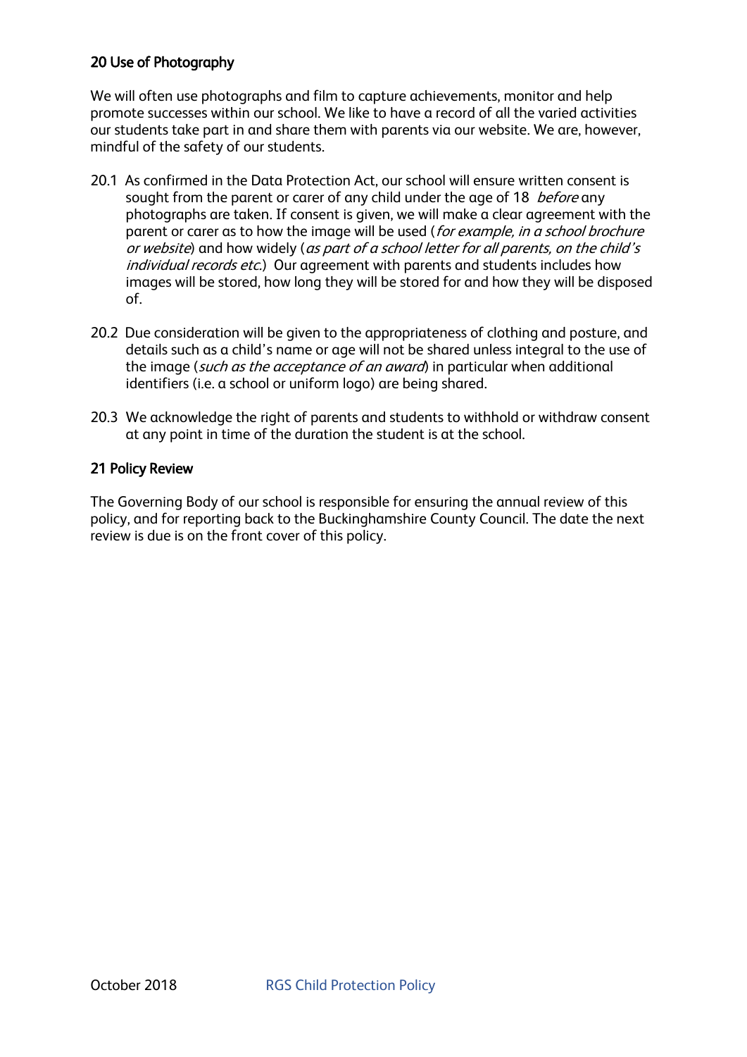## 20 Use of Photography

We will often use photographs and film to capture achievements, monitor and help promote successes within our school. We like to have a record of all the varied activities our students take part in and share them with parents via our website. We are, however, mindful of the safety of our students.

20.1 As confirmed in the Data Protection Act, our school will ensure written consent is sought from the parent or carer of any child under the age of 18 *before* any photographs are taken. If consent is given, we will make a clear agreement with the parent or carer as to how the image will be used (*for example, in a school brochure or website*) and how widely (*as part of a school letter for all parents, on the child's individual records etc.*) Our agreement with parents and students includes how images will be stored, how long they will be stored for and how they will be disposed of.

20.2 Due consideration will be given to the appropriateness of clothing and posture, and details such as a child's name or age will not be shared unless integral to the use of the image (*such as the acceptance of an award*) in particular when additional identifiers (i.e. a school or uniform logo) are being shared.

20.3 We acknowledge the right of parents and students to withhold or withdraw consent at any point in time of the duration the student is at the school.

## 21 Policy Review

The Governing Body of our school is responsible for ensuring the annual review of this policy, and for reporting back to the Buckinghamshire County Council. The date the next review is due is on the front cover of this policy.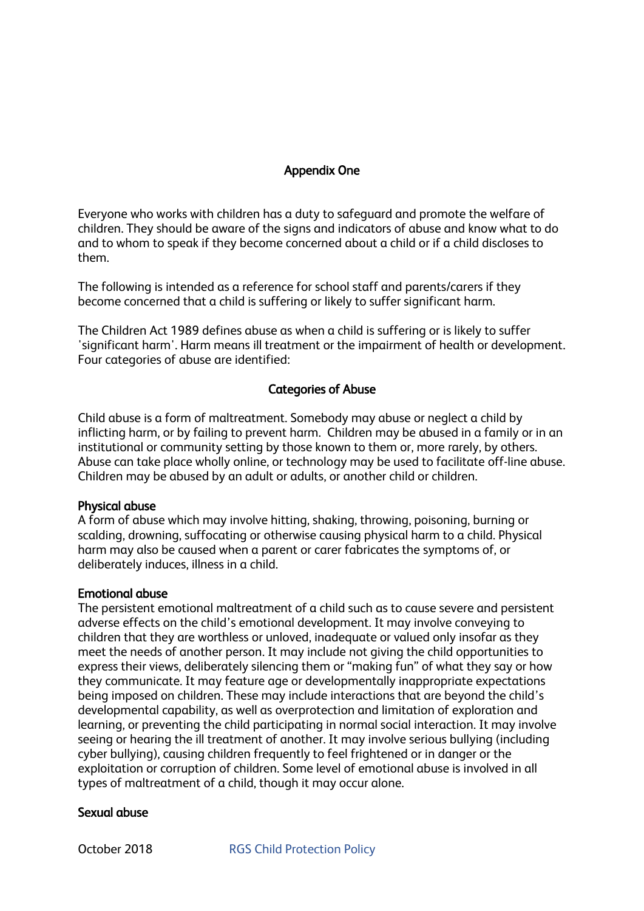## Appendix One

Everyone who works with children has a duty to safeguard and promote the welfare of children. They should be aware of the signs and indicators of abuse and know what to do and to whom to speak if they become concerned about a child or if a child discloses to them.

The following is intended as a reference for school staff and parents/carers if they become concerned that a child is suffering or likely to suffer significant harm.

The Children Act 1989 defines abuse as when a child is suffering or is likely to suffer 'significant harm'. Harm means ill treatment or the impairment of health or development. Four categories of abuse are identified:

## Categories of Abuse

Child abuse is a form of maltreatment. Somebody may abuse or neglect a child by inflicting harm, or by failing to prevent harm. Children may be abused in a family or in an institutional or community setting by those known to them or, more rarely, by others. Abuse can take place wholly online, or technology may be used to facilitate off-line abuse. Children may be abused by an adult or adults, or another child or children.

### Physical abuse

A form of abuse which may involve hitting, shaking, throwing, poisoning, burning or scalding, drowning, suffocating or otherwise causing physical harm to a child. Physical harm may also be caused when a parent or carer fabricates the symptoms of, or deliberately induces, illness in a child.

### Emotional abuse

The persistent emotional maltreatment of a child such as to cause severe and persistent adverse effects on the child's emotional development. It may involve conveying to children that they are worthless or unloved, inadequate or valued only insofar as they meet the needs of another person. It may include not giving the child opportunities to express their views, deliberately silencing them or "making fun" of what they say or how they communicate. It may feature age or developmentally inappropriate expectations being imposed on children. These may include interactions that are beyond the child's developmental capability, as well as overprotection and limitation of exploration and learning, or preventing the child participating in normal social interaction. It may involve seeing or hearing the ill treatment of another. It may involve serious bullying (including cyber bullying), causing children frequently to feel frightened or in danger or the exploitation or corruption of children. Some level of emotional abuse is involved in all types of maltreatment of a child, though it may occur alone.

### Sexual abuse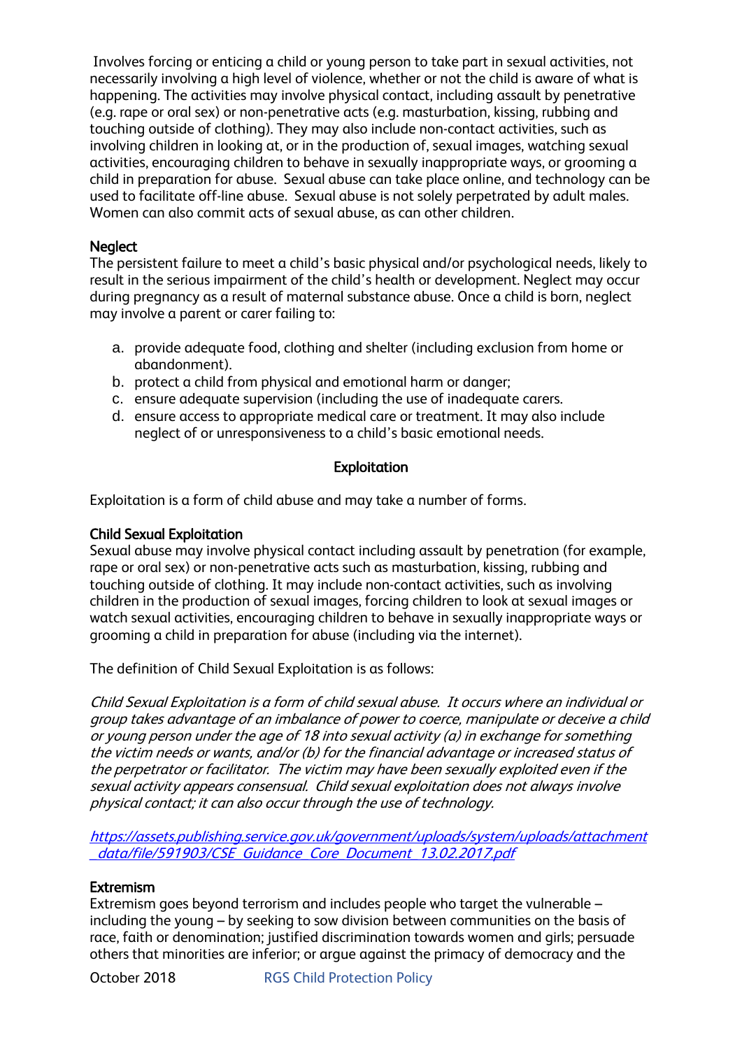Involves forcing or enticing a child or young person to take part in sexual activities, not necessarily involving a high level of violence, whether or not the child is aware of what is happening. The activities may involve physical contact, including assault by penetrative (e.g. rape or oral sex) or non-penetrative acts (e.g. masturbation, kissing, rubbing and touching outside of clothing). They may also include non-contact activities, such as involving children in looking at, or in the production of, sexual images, watching sexual activities, encouraging children to behave in sexually inappropriate ways, or grooming a child in preparation for abuse. Sexual abuse can take place online, and technology can be used to facilitate off-line abuse. Sexual abuse is not solely perpetrated by adult males. Women can also commit acts of sexual abuse, as can other children.

**Neglect**
The persistent failure to meet a child's basic physical and/or psychological needs, likely to result in the serious impairment of the child's health or development. Neglect may occur during pregnancy as a result of maternal substance abuse. Once a child is born, neglect may involve a parent or carer failing to:

a. provide adequate food, clothing and shelter (including exclusion from home or abandonment).
b. protect a child from physical and emotional harm or danger;
c. ensure adequate supervision (including the use of inadequate carers.
d. ensure access to appropriate medical care or treatment. It may also include neglect of or unresponsiveness to a child's basic emotional needs.

## Exploitation

Exploitation is a form of child abuse and may take a number of forms.

**Child Sexual Exploitation**
Sexual abuse may involve physical contact including assault by penetration (for example, rape or oral sex) or non-penetrative acts such as masturbation, kissing, rubbing and touching outside of clothing. It may include non-contact activities, such as involving children in the production of sexual images, forcing children to look at sexual images or watch sexual activities, encouraging children to behave in sexually inappropriate ways or grooming a child in preparation for abuse (including via the internet).

The definition of Child Sexual Exploitation is as follows:

*Child Sexual Exploitation is a form of child sexual abuse. It occurs where an individual or group takes advantage of an imbalance of power to coerce, manipulate or deceive a child or young person under the age of 18 into sexual activity (a) in exchange for something the victim needs or wants, and/or (b) for the financial advantage or increased status of the perpetrator or facilitator. The victim may have been sexually exploited even if the sexual activity appears consensual. Child sexual exploitation does not always involve physical contact; it can also occur through the use of technology.*

[https://assets.publishing.service.gov.uk/government/uploads/system/uploads/attachment_data/file/591903/CSE_Guidance_Core_Document_13.02.2017.pdf](https://assets.publishing.service.gov.uk/government/uploads/system/uploads/attachment_data/file/591903/CSE_Guidance_Core_Document_13.02.2017.pdf)

**Extremism**
Extremism goes beyond terrorism and includes people who target the vulnerable – including the young – by seeking to sow division between communities on the basis of race, faith or denomination; justified discrimination towards women and girls; persuade others that minorities are inferior; or argue against the primacy of democracy and the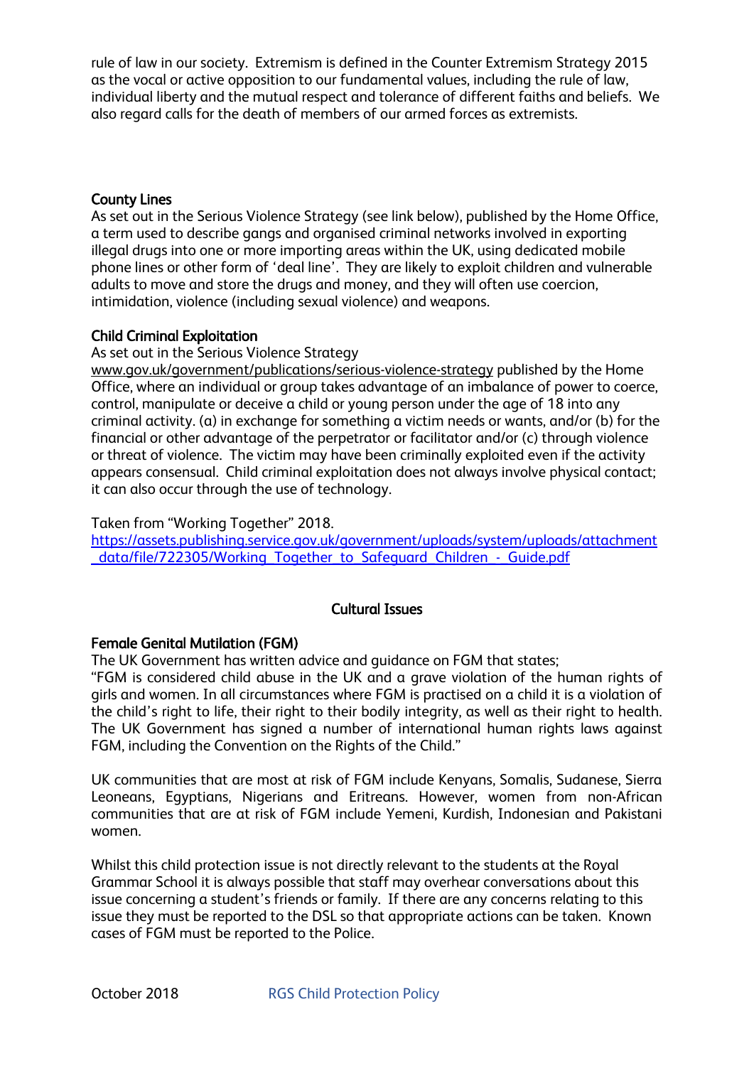rule of law in our society. Extremism is defined in the Counter Extremism Strategy 2015 as the vocal or active opposition to our fundamental values, including the rule of law, individual liberty and the mutual respect and tolerance of different faiths and beliefs. We also regard calls for the death of members of our armed forces as extremists.

**County Lines**

As set out in the Serious Violence Strategy (see link below), published by the Home Office, a term used to describe gangs and organised criminal networks involved in exporting illegal drugs into one or more importing areas within the UK, using dedicated mobile phone lines or other form of 'deal line'. They are likely to exploit children and vulnerable adults to move and store the drugs and money, and they will often use coercion, intimidation, violence (including sexual violence) and weapons.

**Child Criminal Exploitation**

As set out in the Serious Violence Strategy www.gov.uk/government/publications/serious-violence-strategy published by the Home Office, where an individual or group takes advantage of an imbalance of power to coerce, control, manipulate or deceive a child or young person under the age of 18 into any criminal activity. (a) in exchange for something a victim needs or wants, and/or (b) for the financial or other advantage of the perpetrator or facilitator and/or (c) through violence or threat of violence. The victim may have been criminally exploited even if the activity appears consensual. Child criminal exploitation does not always involve physical contact; it can also occur through the use of technology.

Taken from "Working Together" 2018.
https://assets.publishing.service.gov.uk/government/uploads/system/uploads/attachment_data/file/722305/Working_Together_to_Safeguard_Children_-_Guide.pdf

## Cultural Issues

**Female Genital Mutilation (FGM)**

The UK Government has written advice and guidance on FGM that states;
"FGM is considered child abuse in the UK and a grave violation of the human rights of girls and women. In all circumstances where FGM is practised on a child it is a violation of the child's right to life, their right to their bodily integrity, as well as their right to health. The UK Government has signed a number of international human rights laws against FGM, including the Convention on the Rights of the Child."

UK communities that are most at risk of FGM include Kenyans, Somalis, Sudanese, Sierra Leoneans, Egyptians, Nigerians and Eritreans. However, women from non-African communities that are at risk of FGM include Yemeni, Kurdish, Indonesian and Pakistani women.

Whilst this child protection issue is not directly relevant to the students at the Royal Grammar School it is always possible that staff may overhear conversations about this issue concerning a student's friends or family. If there are any concerns relating to this issue they must be reported to the DSL so that appropriate actions can be taken. Known cases of FGM must be reported to the Police.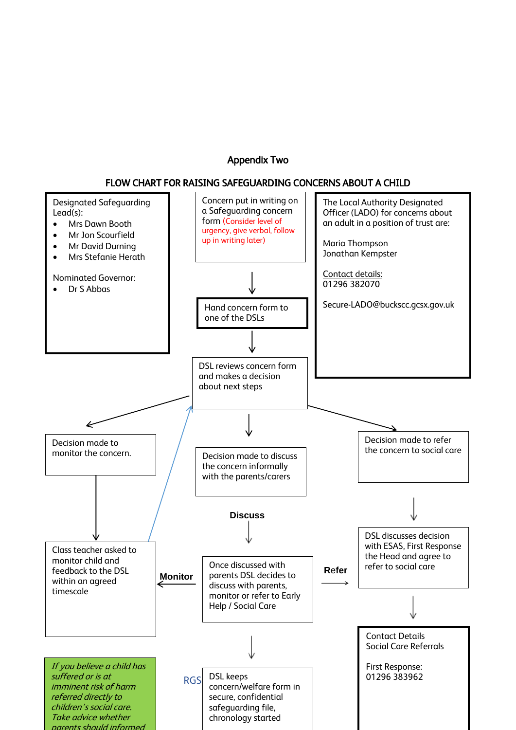Appendix Two

**FLOW CHART FOR RAISING SAFEGUARDING CONCERNS ABOUT A CHILD**

Designated Safeguarding Lead(s):

- Mrs Dawn Booth
- Mr Jon Scourfield
- Mr David Durning
- Mrs Stefanie Herath

Nominated Governor:

- Dr S Abbas

Concern put in writing on a Safeguarding concern form (Consider level of urgency, give verbal, follow up in writing later)

Hand concern form to one of the DSLs

DSL reviews concern form and makes a decision about next steps

The Local Authority Designated Officer (LADO) for concerns about an adult in a position of trust are:

Maria Thompson
Jonathan Kempster

Contact details:
01296 382070

Secure-LADO@buckscc.gcsx.gov.uk

Decision made to monitor the concern.

Decision made to discuss the concern informally with the parents/carers

Decision made to refer the concern to social care

Discuss

Class teacher asked to monitor child and feedback to the DSL within an agreed timescale

Monitor

Once discussed with parents DSL decides to discuss with parents, monitor or refer to Early Help / Social Care

Refer

DSL discusses decision with ESAS, First Response the Head and agree to refer to social care

Contact Details
Social Care Referrals

First Response:
01296 383962

RGS

DSL keeps concern/welfare form in secure, confidential safeguarding file, chronology started

*If you believe a child has suffered or is at imminent risk of harm referred directly to children's social care. Take advice whether parents should informed*